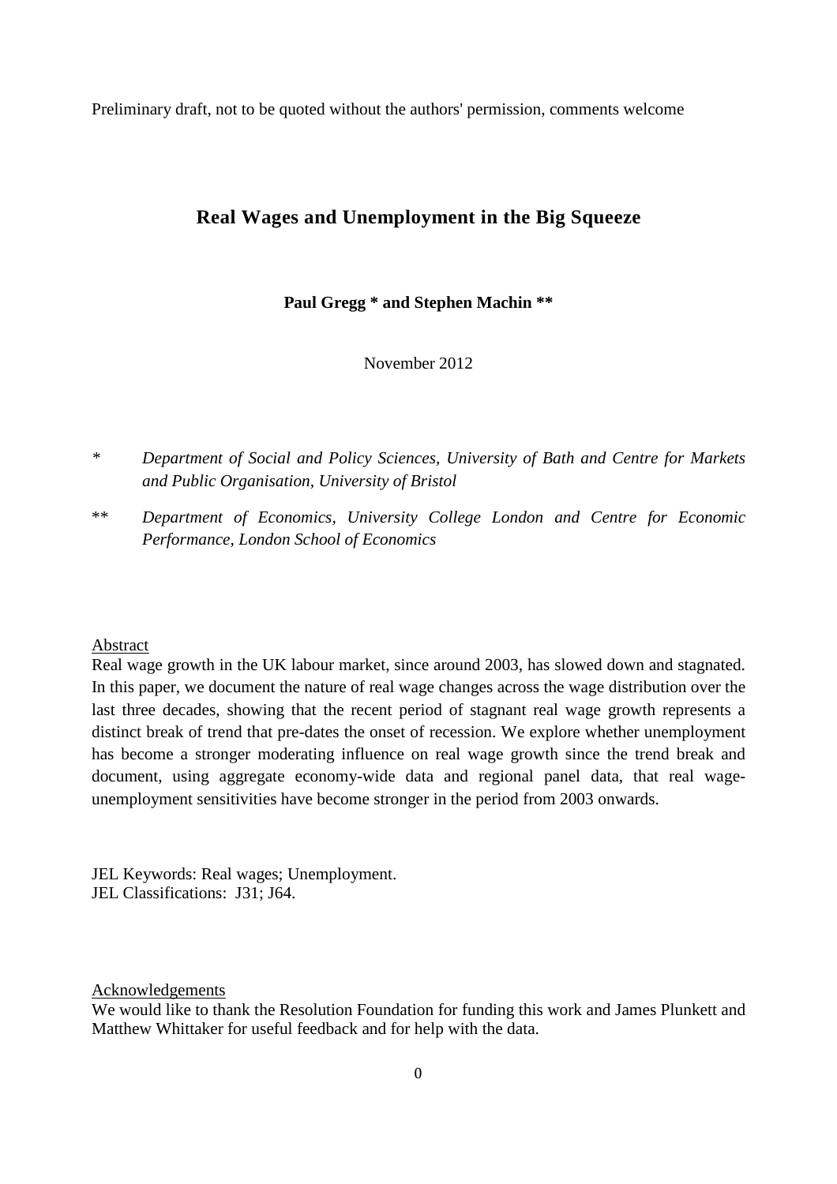Preliminary draft, not to be quoted without the authors' permission, comments welcome

# Real Wages and Unemployment in the Big Squeeze

**Paul Gregg * and Stephen Machin ****

November 2012

\* *Department of Social and Policy Sciences, University of Bath and Centre for Markets and Public Organisation, University of Bristol*

\*\* *Department of Economics, University College London and Centre for Economic Performance, London School of Economics*

## Abstract

Real wage growth in the UK labour market, since around 2003, has slowed down and stagnated. In this paper, we document the nature of real wage changes across the wage distribution over the last three decades, showing that the recent period of stagnant real wage growth represents a distinct break of trend that pre-dates the onset of recession. We explore whether unemployment has become a stronger moderating influence on real wage growth since the trend break and document, using aggregate economy-wide data and regional panel data, that real wage-unemployment sensitivities have become stronger in the period from 2003 onwards.

JEL Keywords: Real wages; Unemployment.
JEL Classifications: J31; J64.

## Acknowledgements

We would like to thank the Resolution Foundation for funding this work and James Plunkett and Matthew Whittaker for useful feedback and for help with the data.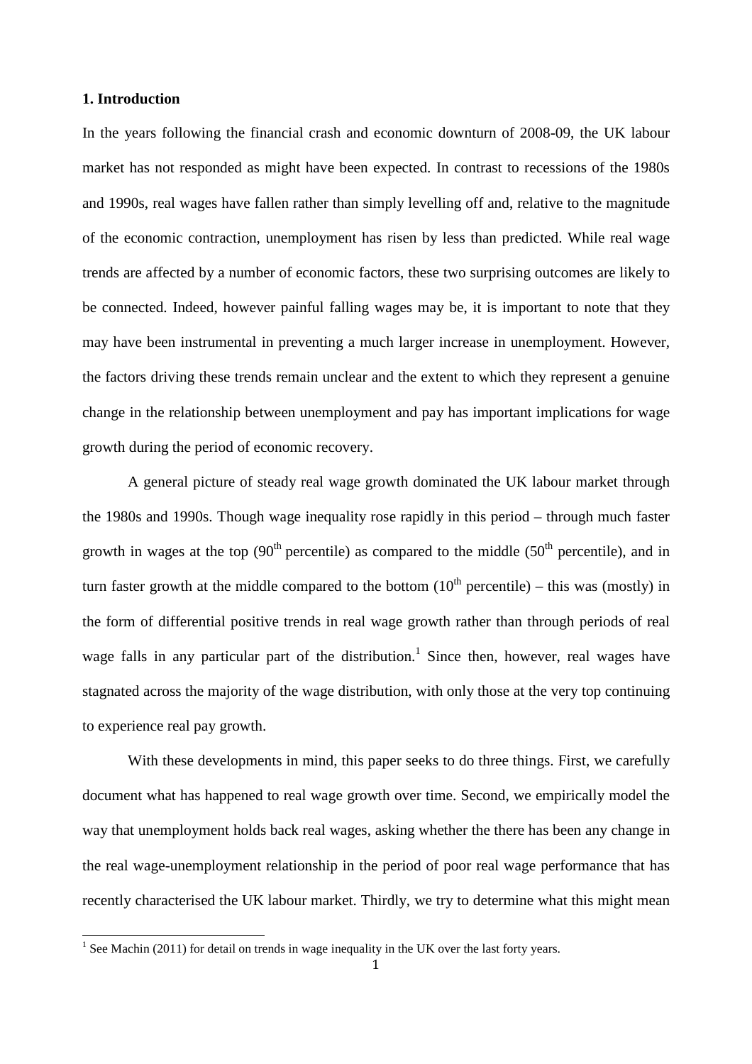## 1. Introduction

In the years following the financial crash and economic downturn of 2008-09, the UK labour market has not responded as might have been expected. In contrast to recessions of the 1980s and 1990s, real wages have fallen rather than simply levelling off and, relative to the magnitude of the economic contraction, unemployment has risen by less than predicted. While real wage trends are affected by a number of economic factors, these two surprising outcomes are likely to be connected. Indeed, however painful falling wages may be, it is important to note that they may have been instrumental in preventing a much larger increase in unemployment. However, the factors driving these trends remain unclear and the extent to which they represent a genuine change in the relationship between unemployment and pay has important implications for wage growth during the period of economic recovery.

A general picture of steady real wage growth dominated the UK labour market through the 1980s and 1990s. Though wage inequality rose rapidly in this period – through much faster growth in wages at the top ($90^{th}$ percentile) as compared to the middle ($50^{th}$ percentile), and in turn faster growth at the middle compared to the bottom ($10^{th}$ percentile) – this was (mostly) in the form of differential positive trends in real wage growth rather than through periods of real wage falls in any particular part of the distribution.[1] Since then, however, real wages have stagnated across the majority of the wage distribution, with only those at the very top continuing to experience real pay growth.

With these developments in mind, this paper seeks to do three things. First, we carefully document what has happened to real wage growth over time. Second, we empirically model the way that unemployment holds back real wages, asking whether the there has been any change in the real wage-unemployment relationship in the period of poor real wage performance that has recently characterised the UK labour market. Thirdly, we try to determine what this might mean

[1] See Machin (2011) for detail on trends in wage inequality in the UK over the last forty years.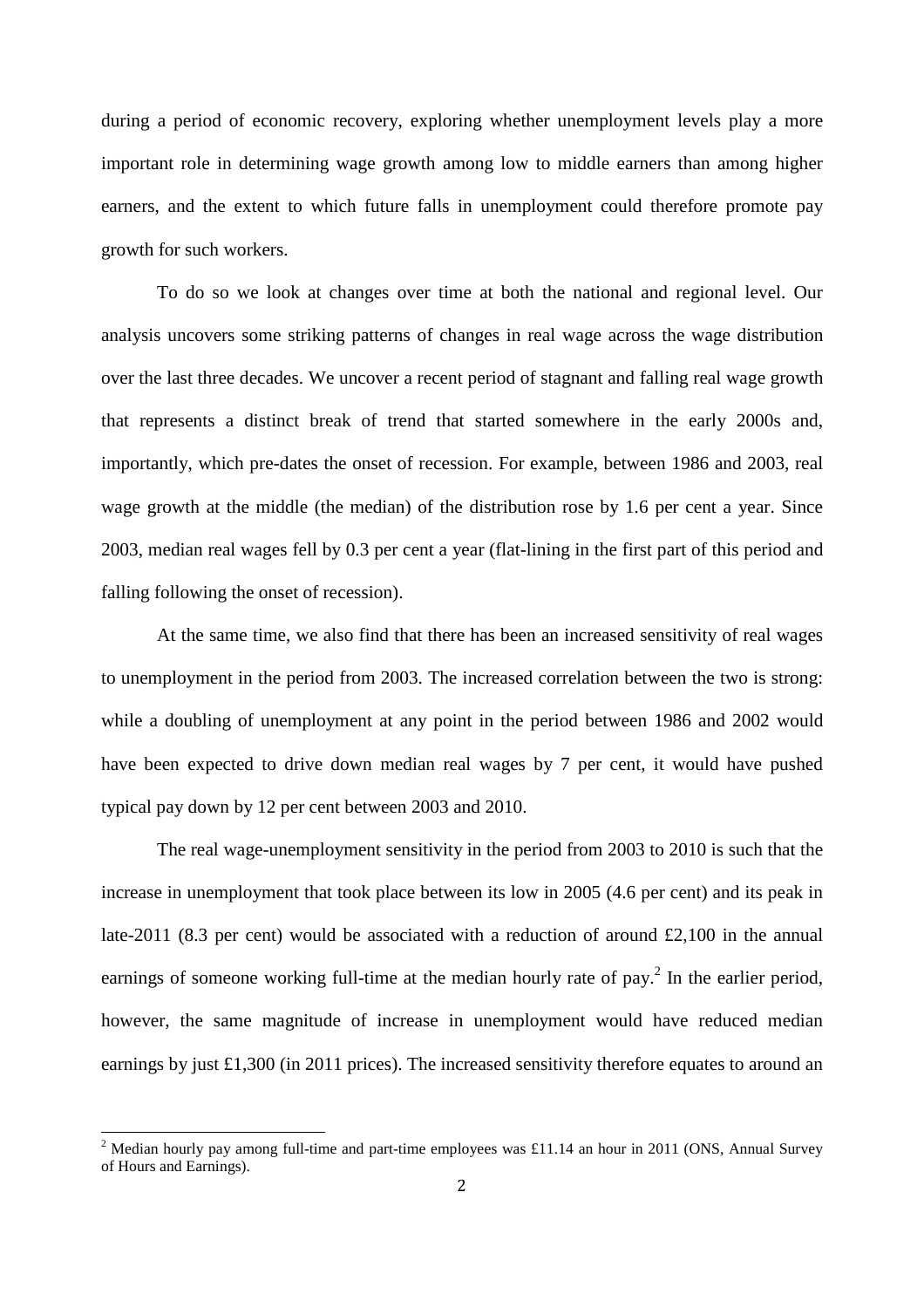during a period of economic recovery, exploring whether unemployment levels play a more important role in determining wage growth among low to middle earners than among higher earners, and the extent to which future falls in unemployment could therefore promote pay growth for such workers.

To do so we look at changes over time at both the national and regional level. Our analysis uncovers some striking patterns of changes in real wage across the wage distribution over the last three decades. We uncover a recent period of stagnant and falling real wage growth that represents a distinct break of trend that started somewhere in the early 2000s and, importantly, which pre-dates the onset of recession. For example, between 1986 and 2003, real wage growth at the middle (the median) of the distribution rose by 1.6 per cent a year. Since 2003, median real wages fell by 0.3 per cent a year (flat-lining in the first part of this period and falling following the onset of recession).

At the same time, we also find that there has been an increased sensitivity of real wages to unemployment in the period from 2003. The increased correlation between the two is strong: while a doubling of unemployment at any point in the period between 1986 and 2002 would have been expected to drive down median real wages by 7 per cent, it would have pushed typical pay down by 12 per cent between 2003 and 2010.

The real wage-unemployment sensitivity in the period from 2003 to 2010 is such that the increase in unemployment that took place between its low in 2005 (4.6 per cent) and its peak in late-2011 (8.3 per cent) would be associated with a reduction of around £2,100 in the annual earnings of someone working full-time at the median hourly rate of pay.[2] In the earlier period, however, the same magnitude of increase in unemployment would have reduced median earnings by just £1,300 (in 2011 prices). The increased sensitivity therefore equates to around an

[2] Median hourly pay among full-time and part-time employees was £11.14 an hour in 2011 (ONS, Annual Survey of Hours and Earnings).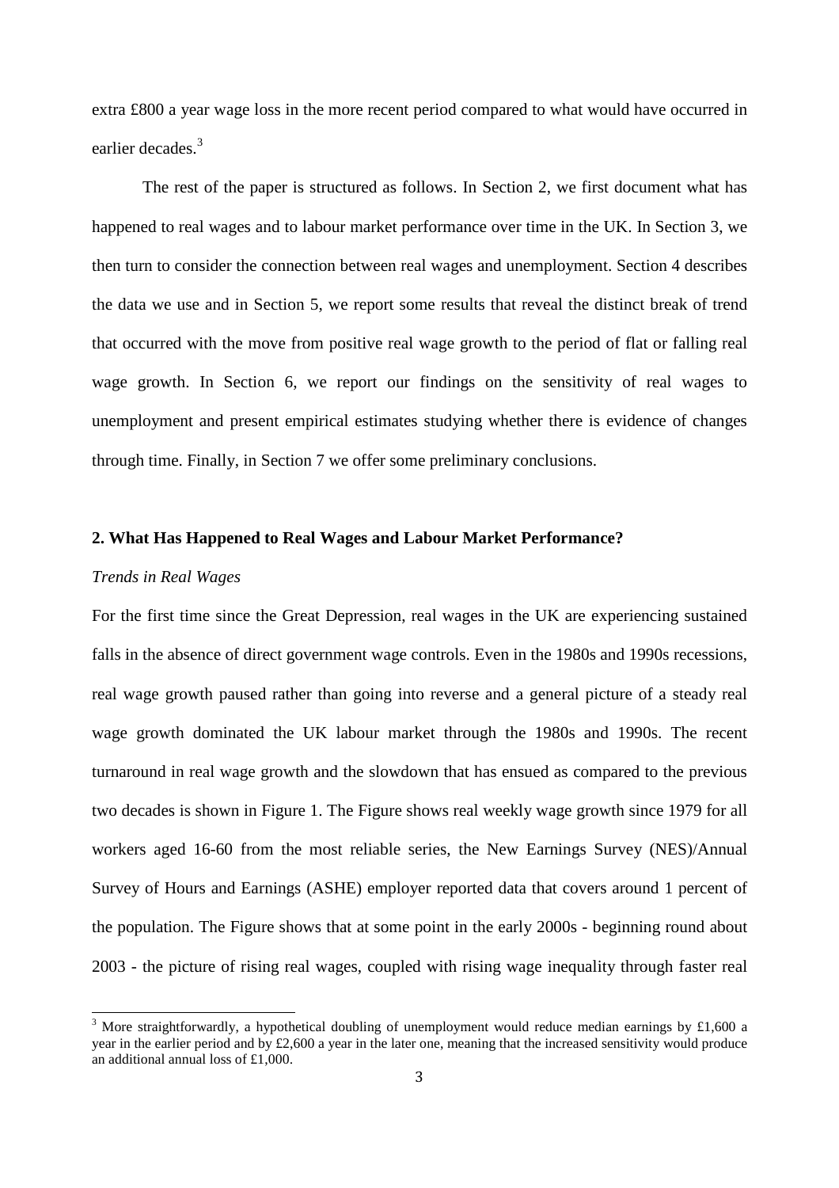extra £800 a year wage loss in the more recent period compared to what would have occurred in earlier decades.[3]

The rest of the paper is structured as follows. In Section 2, we first document what has happened to real wages and to labour market performance over time in the UK. In Section 3, we then turn to consider the connection between real wages and unemployment. Section 4 describes the data we use and in Section 5, we report some results that reveal the distinct break of trend that occurred with the move from positive real wage growth to the period of flat or falling real wage growth. In Section 6, we report our findings on the sensitivity of real wages to unemployment and present empirical estimates studying whether there is evidence of changes through time. Finally, in Section 7 we offer some preliminary conclusions.

## 2. What Has Happened to Real Wages and Labour Market Performance?

*Trends in Real Wages*

For the first time since the Great Depression, real wages in the UK are experiencing sustained falls in the absence of direct government wage controls. Even in the 1980s and 1990s recessions, real wage growth paused rather than going into reverse and a general picture of a steady real wage growth dominated the UK labour market through the 1980s and 1990s. The recent turnaround in real wage growth and the slowdown that has ensued as compared to the previous two decades is shown in Figure 1. The Figure shows real weekly wage growth since 1979 for all workers aged 16-60 from the most reliable series, the New Earnings Survey (NES)/Annual Survey of Hours and Earnings (ASHE) employer reported data that covers around 1 percent of the population. The Figure shows that at some point in the early 2000s - beginning round about 2003 - the picture of rising real wages, coupled with rising wage inequality through faster real

[3] More straightforwardly, a hypothetical doubling of unemployment would reduce median earnings by £1,600 a year in the earlier period and by £2,600 a year in the later one, meaning that the increased sensitivity would produce an additional annual loss of £1,000.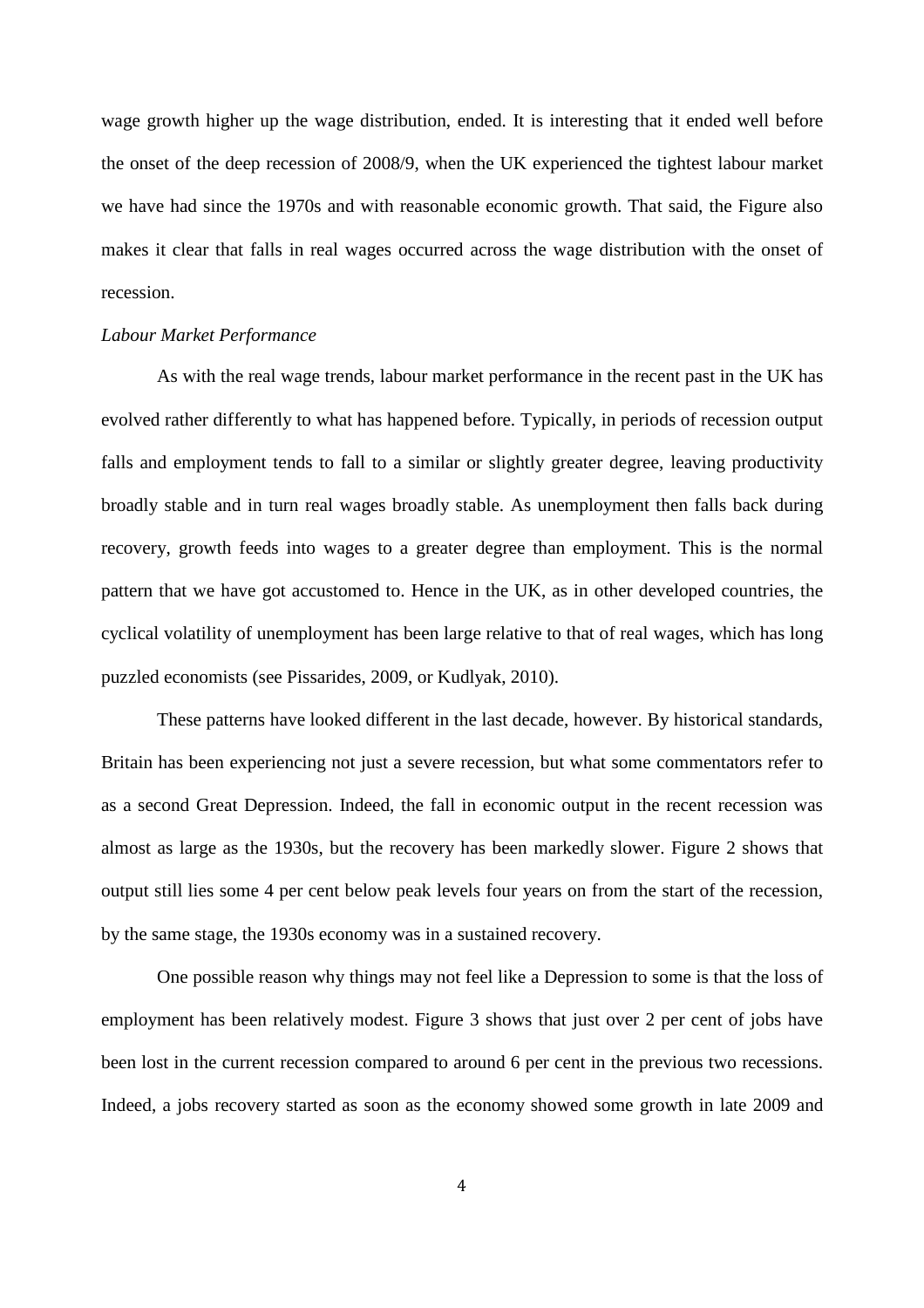wage growth higher up the wage distribution, ended. It is interesting that it ended well before the onset of the deep recession of 2008/9, when the UK experienced the tightest labour market we have had since the 1970s and with reasonable economic growth. That said, the Figure also makes it clear that falls in real wages occurred across the wage distribution with the onset of recession.

### *Labour Market Performance*

As with the real wage trends, labour market performance in the recent past in the UK has evolved rather differently to what has happened before. Typically, in periods of recession output falls and employment tends to fall to a similar or slightly greater degree, leaving productivity broadly stable and in turn real wages broadly stable. As unemployment then falls back during recovery, growth feeds into wages to a greater degree than employment. This is the normal pattern that we have got accustomed to. Hence in the UK, as in other developed countries, the cyclical volatility of unemployment has been large relative to that of real wages, which has long puzzled economists (see Pissarides, 2009, or Kudlyak, 2010).

These patterns have looked different in the last decade, however. By historical standards, Britain has been experiencing not just a severe recession, but what some commentators refer to as a second Great Depression. Indeed, the fall in economic output in the recent recession was almost as large as the 1930s, but the recovery has been markedly slower. Figure 2 shows that output still lies some 4 per cent below peak levels four years on from the start of the recession, by the same stage, the 1930s economy was in a sustained recovery.

One possible reason why things may not feel like a Depression to some is that the loss of employment has been relatively modest. Figure 3 shows that just over 2 per cent of jobs have been lost in the current recession compared to around 6 per cent in the previous two recessions. Indeed, a jobs recovery started as soon as the economy showed some growth in late 2009 and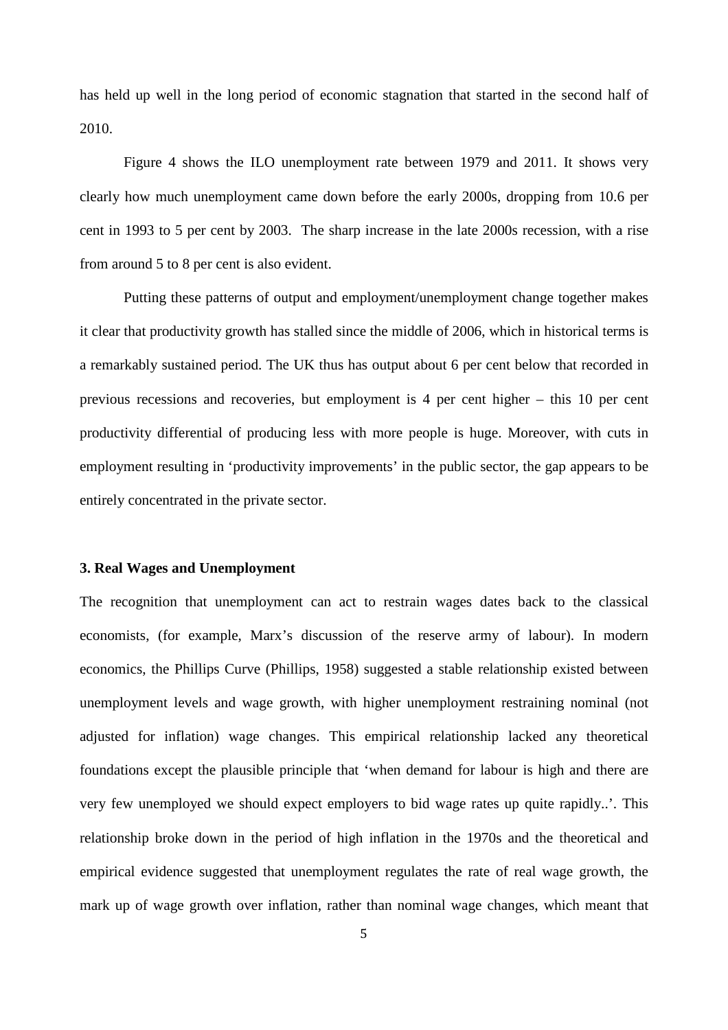has held up well in the long period of economic stagnation that started in the second half of 2010.

Figure 4 shows the ILO unemployment rate between 1979 and 2011. It shows very clearly how much unemployment came down before the early 2000s, dropping from 10.6 per cent in 1993 to 5 per cent by 2003. The sharp increase in the late 2000s recession, with a rise from around 5 to 8 per cent is also evident.

Putting these patterns of output and employment/unemployment change together makes it clear that productivity growth has stalled since the middle of 2006, which in historical terms is a remarkably sustained period. The UK thus has output about 6 per cent below that recorded in previous recessions and recoveries, but employment is 4 per cent higher – this 10 per cent productivity differential of producing less with more people is huge. Moreover, with cuts in employment resulting in 'productivity improvements' in the public sector, the gap appears to be entirely concentrated in the private sector.

### 3. Real Wages and Unemployment

The recognition that unemployment can act to restrain wages dates back to the classical economists, (for example, Marx's discussion of the reserve army of labour). In modern economics, the Phillips Curve (Phillips, 1958) suggested a stable relationship existed between unemployment levels and wage growth, with higher unemployment restraining nominal (not adjusted for inflation) wage changes. This empirical relationship lacked any theoretical foundations except the plausible principle that 'when demand for labour is high and there are very few unemployed we should expect employers to bid wage rates up quite rapidly..'. This relationship broke down in the period of high inflation in the 1970s and the theoretical and empirical evidence suggested that unemployment regulates the rate of real wage growth, the mark up of wage growth over inflation, rather than nominal wage changes, which meant that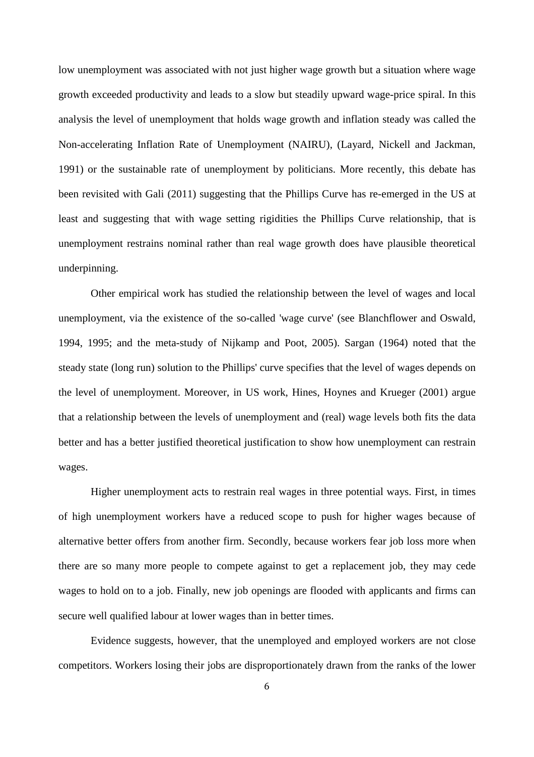low unemployment was associated with not just higher wage growth but a situation where wage growth exceeded productivity and leads to a slow but steadily upward wage-price spiral. In this analysis the level of unemployment that holds wage growth and inflation steady was called the Non-accelerating Inflation Rate of Unemployment (NAIRU), (Layard, Nickell and Jackman, 1991) or the sustainable rate of unemployment by politicians. More recently, this debate has been revisited with Gali (2011) suggesting that the Phillips Curve has re-emerged in the US at least and suggesting that with wage setting rigidities the Phillips Curve relationship, that is unemployment restrains nominal rather than real wage growth does have plausible theoretical underpinning.

Other empirical work has studied the relationship between the level of wages and local unemployment, via the existence of the so-called 'wage curve' (see Blanchflower and Oswald, 1994, 1995; and the meta-study of Nijkamp and Poot, 2005). Sargan (1964) noted that the steady state (long run) solution to the Phillips' curve specifies that the level of wages depends on the level of unemployment. Moreover, in US work, Hines, Hoynes and Krueger (2001) argue that a relationship between the levels of unemployment and (real) wage levels both fits the data better and has a better justified theoretical justification to show how unemployment can restrain wages.

Higher unemployment acts to restrain real wages in three potential ways. First, in times of high unemployment workers have a reduced scope to push for higher wages because of alternative better offers from another firm. Secondly, because workers fear job loss more when there are so many more people to compete against to get a replacement job, they may cede wages to hold on to a job. Finally, new job openings are flooded with applicants and firms can secure well qualified labour at lower wages than in better times.

Evidence suggests, however, that the unemployed and employed workers are not close competitors. Workers losing their jobs are disproportionately drawn from the ranks of the lower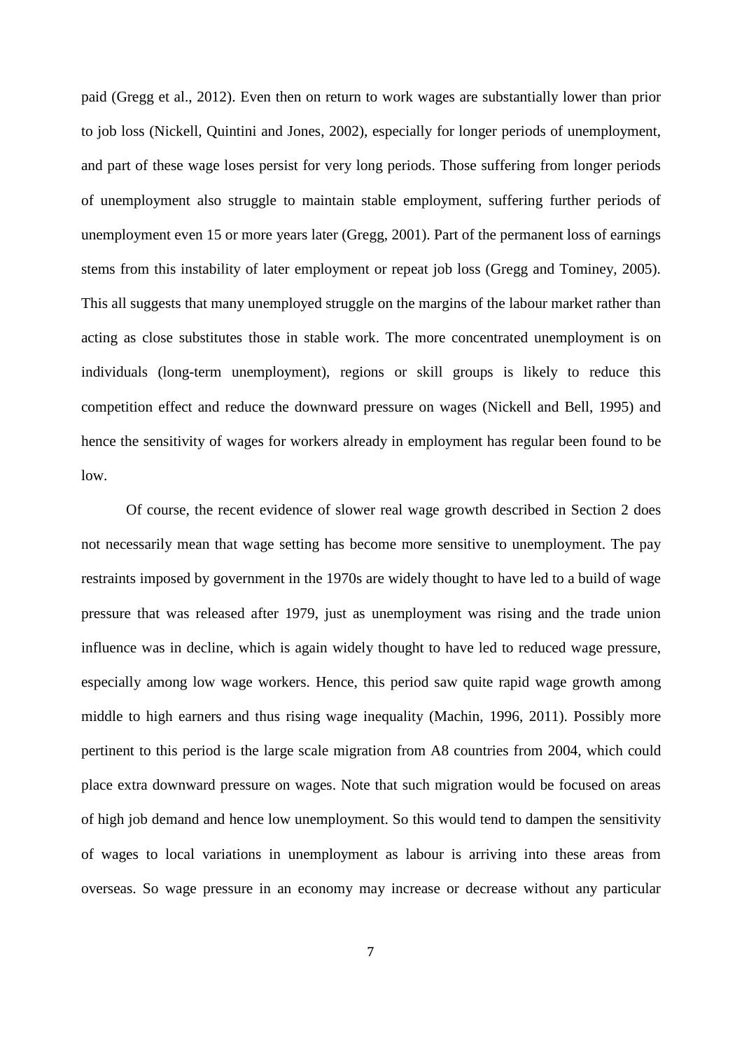paid (Gregg et al., 2012). Even then on return to work wages are substantially lower than prior to job loss (Nickell, Quintini and Jones, 2002), especially for longer periods of unemployment, and part of these wage loses persist for very long periods. Those suffering from longer periods of unemployment also struggle to maintain stable employment, suffering further periods of unemployment even 15 or more years later (Gregg, 2001). Part of the permanent loss of earnings stems from this instability of later employment or repeat job loss (Gregg and Tominey, 2005). This all suggests that many unemployed struggle on the margins of the labour market rather than acting as close substitutes those in stable work. The more concentrated unemployment is on individuals (long-term unemployment), regions or skill groups is likely to reduce this competition effect and reduce the downward pressure on wages (Nickell and Bell, 1995) and hence the sensitivity of wages for workers already in employment has regular been found to be low.

Of course, the recent evidence of slower real wage growth described in Section 2 does not necessarily mean that wage setting has become more sensitive to unemployment. The pay restraints imposed by government in the 1970s are widely thought to have led to a build of wage pressure that was released after 1979, just as unemployment was rising and the trade union influence was in decline, which is again widely thought to have led to reduced wage pressure, especially among low wage workers. Hence, this period saw quite rapid wage growth among middle to high earners and thus rising wage inequality (Machin, 1996, 2011). Possibly more pertinent to this period is the large scale migration from A8 countries from 2004, which could place extra downward pressure on wages. Note that such migration would be focused on areas of high job demand and hence low unemployment. So this would tend to dampen the sensitivity of wages to local variations in unemployment as labour is arriving into these areas from overseas. So wage pressure in an economy may increase or decrease without any particular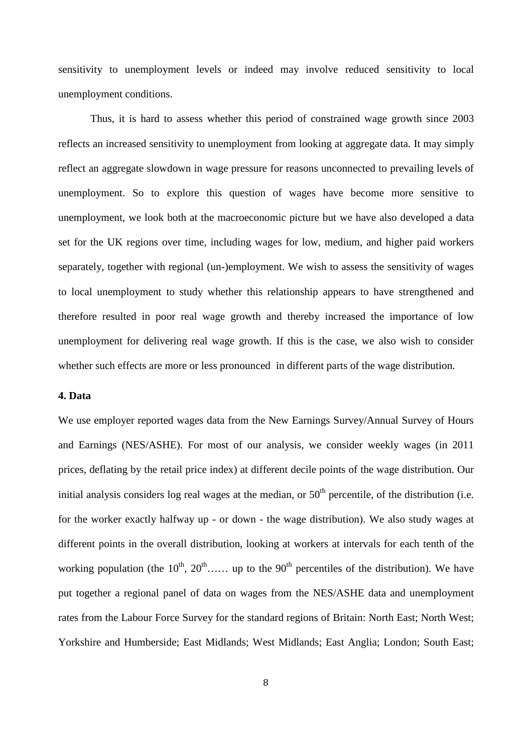sensitivity to unemployment levels or indeed may involve reduced sensitivity to local unemployment conditions.

Thus, it is hard to assess whether this period of constrained wage growth since 2003 reflects an increased sensitivity to unemployment from looking at aggregate data. It may simply reflect an aggregate slowdown in wage pressure for reasons unconnected to prevailing levels of unemployment. So to explore this question of wages have become more sensitive to unemployment, we look both at the macroeconomic picture but we have also developed a data set for the UK regions over time, including wages for low, medium, and higher paid workers separately, together with regional (un-)employment. We wish to assess the sensitivity of wages to local unemployment to study whether this relationship appears to have strengthened and therefore resulted in poor real wage growth and thereby increased the importance of low unemployment for delivering real wage growth. If this is the case, we also wish to consider whether such effects are more or less pronounced in different parts of the wage distribution.

## 4. Data

We use employer reported wages data from the New Earnings Survey/Annual Survey of Hours and Earnings (NES/ASHE). For most of our analysis, we consider weekly wages (in 2011 prices, deflating by the retail price index) at different decile points of the wage distribution. Our initial analysis considers log real wages at the median, or 50$^{th}$ percentile, of the distribution (i.e. for the worker exactly halfway up - or down - the wage distribution). We also study wages at different points in the overall distribution, looking at workers at intervals for each tenth of the working population (the 10$^{th}$, 20$^{th}$…… up to the 90$^{th}$ percentiles of the distribution). We have put together a regional panel of data on wages from the NES/ASHE data and unemployment rates from the Labour Force Survey for the standard regions of Britain: North East; North West; Yorkshire and Humberside; East Midlands; West Midlands; East Anglia; London; South East;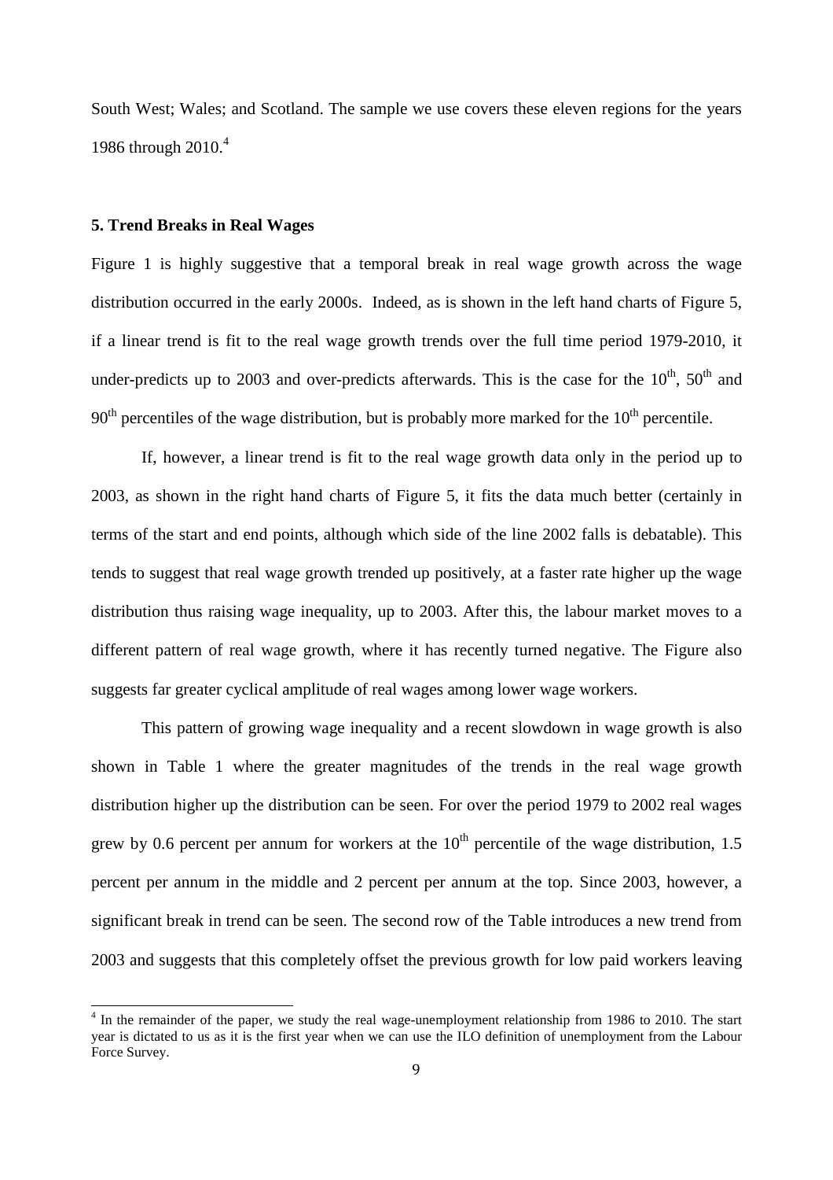South West; Wales; and Scotland. The sample we use covers these eleven regions for the years 1986 through 2010.[4]

## 5. Trend Breaks in Real Wages

Figure 1 is highly suggestive that a temporal break in real wage growth across the wage distribution occurred in the early 2000s. Indeed, as is shown in the left hand charts of Figure 5, if a linear trend is fit to the real wage growth trends over the full time period 1979-2010, it under-predicts up to 2003 and over-predicts afterwards. This is the case for the 10$^{th}$, 50$^{th}$ and 90$^{th}$ percentiles of the wage distribution, but is probably more marked for the 10$^{th}$ percentile.

If, however, a linear trend is fit to the real wage growth data only in the period up to 2003, as shown in the right hand charts of Figure 5, it fits the data much better (certainly in terms of the start and end points, although which side of the line 2002 falls is debatable). This tends to suggest that real wage growth trended up positively, at a faster rate higher up the wage distribution thus raising wage inequality, up to 2003. After this, the labour market moves to a different pattern of real wage growth, where it has recently turned negative. The Figure also suggests far greater cyclical amplitude of real wages among lower wage workers.

This pattern of growing wage inequality and a recent slowdown in wage growth is also shown in Table 1 where the greater magnitudes of the trends in the real wage growth distribution higher up the distribution can be seen. For over the period 1979 to 2002 real wages grew by 0.6 percent per annum for workers at the 10$^{th}$ percentile of the wage distribution, 1.5 percent per annum in the middle and 2 percent per annum at the top. Since 2003, however, a significant break in trend can be seen. The second row of the Table introduces a new trend from 2003 and suggests that this completely offset the previous growth for low paid workers leaving

[4] In the remainder of the paper, we study the real wage-unemployment relationship from 1986 to 2010. The start year is dictated to us as it is the first year when we can use the ILO definition of unemployment from the Labour Force Survey.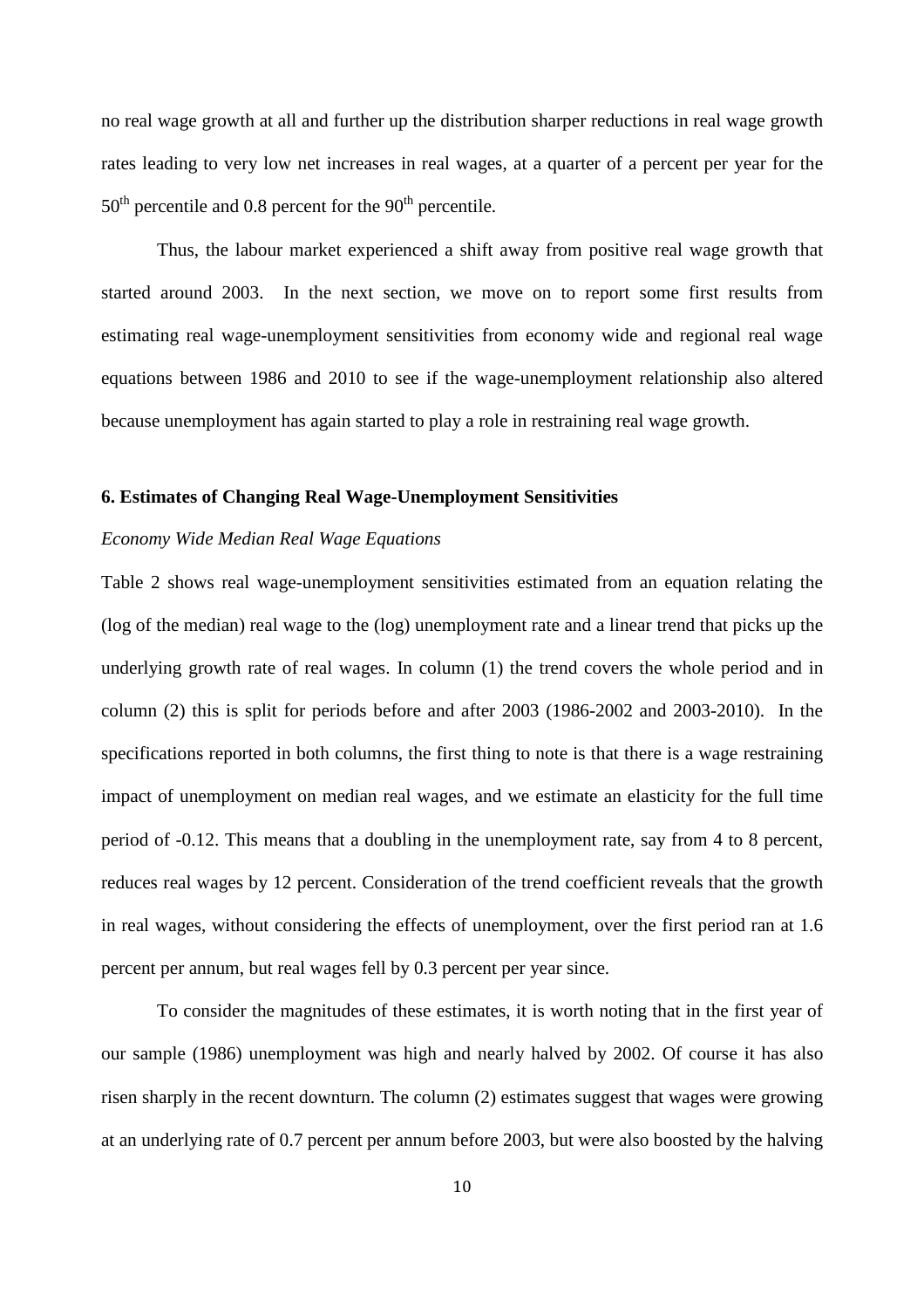no real wage growth at all and further up the distribution sharper reductions in real wage growth rates leading to very low net increases in real wages, at a quarter of a percent per year for the 50th percentile and 0.8 percent for the 90th percentile.

Thus, the labour market experienced a shift away from positive real wage growth that started around 2003. In the next section, we move on to report some first results from estimating real wage-unemployment sensitivities from economy wide and regional real wage equations between 1986 and 2010 to see if the wage-unemployment relationship also altered because unemployment has again started to play a role in restraining real wage growth.

### 6. Estimates of Changing Real Wage-Unemployment Sensitivities

*Economy Wide Median Real Wage Equations*

Table 2 shows real wage-unemployment sensitivities estimated from an equation relating the (log of the median) real wage to the (log) unemployment rate and a linear trend that picks up the underlying growth rate of real wages. In column (1) the trend covers the whole period and in column (2) this is split for periods before and after 2003 (1986-2002 and 2003-2010). In the specifications reported in both columns, the first thing to note is that there is a wage restraining impact of unemployment on median real wages, and we estimate an elasticity for the full time period of -0.12. This means that a doubling in the unemployment rate, say from 4 to 8 percent, reduces real wages by 12 percent. Consideration of the trend coefficient reveals that the growth in real wages, without considering the effects of unemployment, over the first period ran at 1.6 percent per annum, but real wages fell by 0.3 percent per year since.

To consider the magnitudes of these estimates, it is worth noting that in the first year of our sample (1986) unemployment was high and nearly halved by 2002. Of course it has also risen sharply in the recent downturn. The column (2) estimates suggest that wages were growing at an underlying rate of 0.7 percent per annum before 2003, but were also boosted by the halving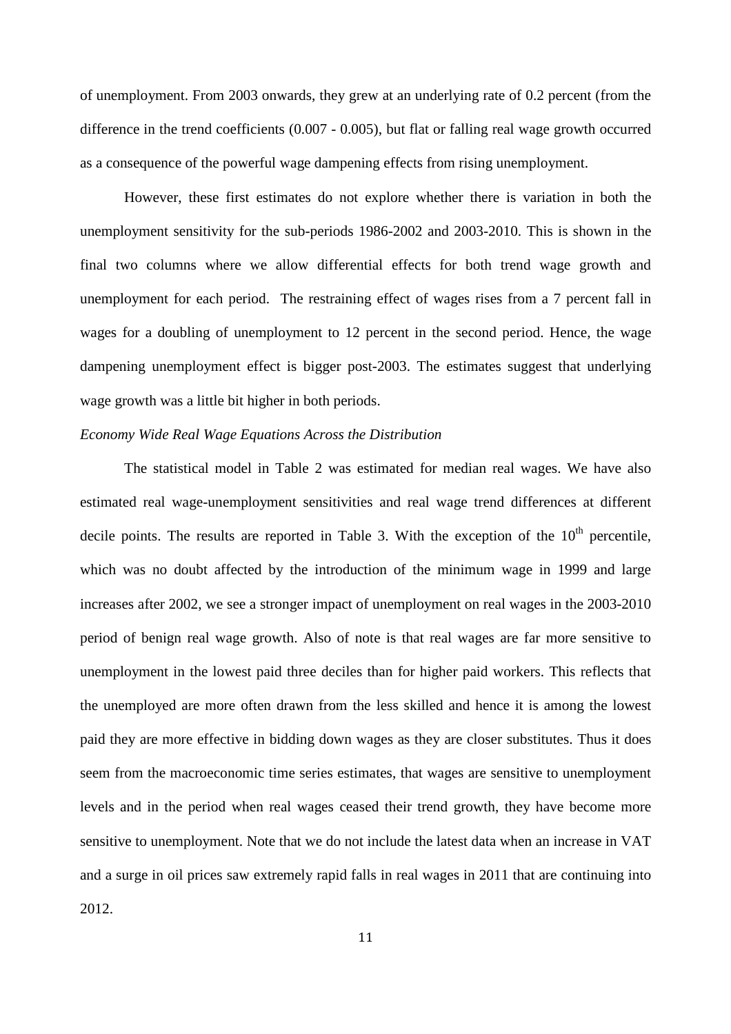of unemployment. From 2003 onwards, they grew at an underlying rate of 0.2 percent (from the difference in the trend coefficients (0.007 - 0.005), but flat or falling real wage growth occurred as a consequence of the powerful wage dampening effects from rising unemployment.

However, these first estimates do not explore whether there is variation in both the unemployment sensitivity for the sub-periods 1986-2002 and 2003-2010. This is shown in the final two columns where we allow differential effects for both trend wage growth and unemployment for each period. The restraining effect of wages rises from a 7 percent fall in wages for a doubling of unemployment to 12 percent in the second period. Hence, the wage dampening unemployment effect is bigger post-2003. The estimates suggest that underlying wage growth was a little bit higher in both periods.

*Economy Wide Real Wage Equations Across the Distribution*

The statistical model in Table 2 was estimated for median real wages. We have also estimated real wage-unemployment sensitivities and real wage trend differences at different decile points. The results are reported in Table 3. With the exception of the 10th percentile, which was no doubt affected by the introduction of the minimum wage in 1999 and large increases after 2002, we see a stronger impact of unemployment on real wages in the 2003-2010 period of benign real wage growth. Also of note is that real wages are far more sensitive to unemployment in the lowest paid three deciles than for higher paid workers. This reflects that the unemployed are more often drawn from the less skilled and hence it is among the lowest paid they are more effective in bidding down wages as they are closer substitutes. Thus it does seem from the macroeconomic time series estimates, that wages are sensitive to unemployment levels and in the period when real wages ceased their trend growth, they have become more sensitive to unemployment. Note that we do not include the latest data when an increase in VAT and a surge in oil prices saw extremely rapid falls in real wages in 2011 that are continuing into 2012.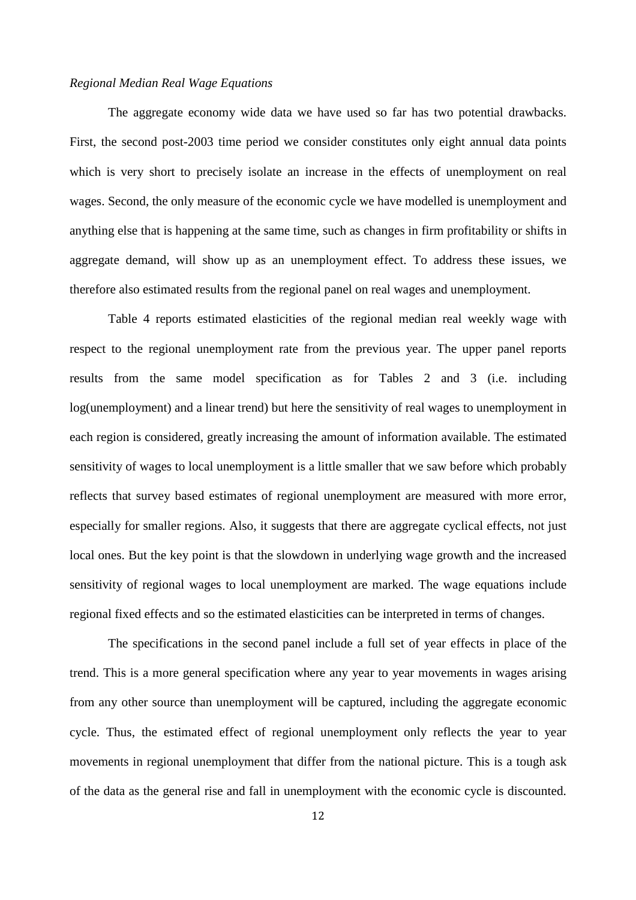*Regional Median Real Wage Equations*

The aggregate economy wide data we have used so far has two potential drawbacks. First, the second post-2003 time period we consider constitutes only eight annual data points which is very short to precisely isolate an increase in the effects of unemployment on real wages. Second, the only measure of the economic cycle we have modelled is unemployment and anything else that is happening at the same time, such as changes in firm profitability or shifts in aggregate demand, will show up as an unemployment effect. To address these issues, we therefore also estimated results from the regional panel on real wages and unemployment.

Table 4 reports estimated elasticities of the regional median real weekly wage with respect to the regional unemployment rate from the previous year. The upper panel reports results from the same model specification as for Tables 2 and 3 (i.e. including log(unemployment) and a linear trend) but here the sensitivity of real wages to unemployment in each region is considered, greatly increasing the amount of information available. The estimated sensitivity of wages to local unemployment is a little smaller that we saw before which probably reflects that survey based estimates of regional unemployment are measured with more error, especially for smaller regions. Also, it suggests that there are aggregate cyclical effects, not just local ones. But the key point is that the slowdown in underlying wage growth and the increased sensitivity of regional wages to local unemployment are marked. The wage equations include regional fixed effects and so the estimated elasticities can be interpreted in terms of changes.

The specifications in the second panel include a full set of year effects in place of the trend. This is a more general specification where any year to year movements in wages arising from any other source than unemployment will be captured, including the aggregate economic cycle. Thus, the estimated effect of regional unemployment only reflects the year to year movements in regional unemployment that differ from the national picture. This is a tough ask of the data as the general rise and fall in unemployment with the economic cycle is discounted.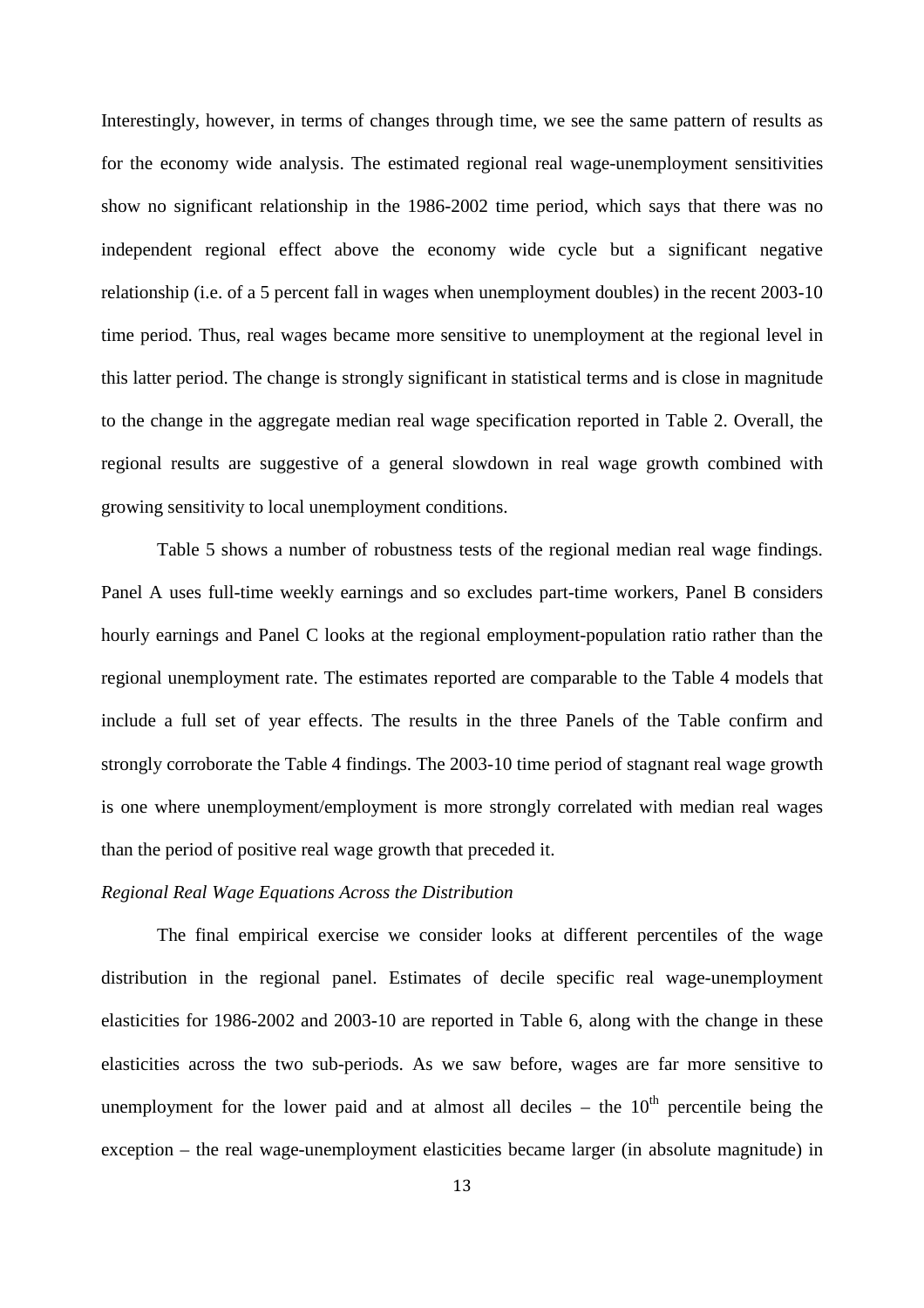Interestingly, however, in terms of changes through time, we see the same pattern of results as for the economy wide analysis. The estimated regional real wage-unemployment sensitivities show no significant relationship in the 1986-2002 time period, which says that there was no independent regional effect above the economy wide cycle but a significant negative relationship (i.e. of a 5 percent fall in wages when unemployment doubles) in the recent 2003-10 time period. Thus, real wages became more sensitive to unemployment at the regional level in this latter period. The change is strongly significant in statistical terms and is close in magnitude to the change in the aggregate median real wage specification reported in Table 2. Overall, the regional results are suggestive of a general slowdown in real wage growth combined with growing sensitivity to local unemployment conditions.

Table 5 shows a number of robustness tests of the regional median real wage findings. Panel A uses full-time weekly earnings and so excludes part-time workers, Panel B considers hourly earnings and Panel C looks at the regional employment-population ratio rather than the regional unemployment rate. The estimates reported are comparable to the Table 4 models that include a full set of year effects. The results in the three Panels of the Table confirm and strongly corroborate the Table 4 findings. The 2003-10 time period of stagnant real wage growth is one where unemployment/employment is more strongly correlated with median real wages than the period of positive real wage growth that preceded it.

*Regional Real Wage Equations Across the Distribution*

The final empirical exercise we consider looks at different percentiles of the wage distribution in the regional panel. Estimates of decile specific real wage-unemployment elasticities for 1986-2002 and 2003-10 are reported in Table 6, along with the change in these elasticities across the two sub-periods. As we saw before, wages are far more sensitive to unemployment for the lower paid and at almost all deciles – the $10^{th}$ percentile being the exception – the real wage-unemployment elasticities became larger (in absolute magnitude) in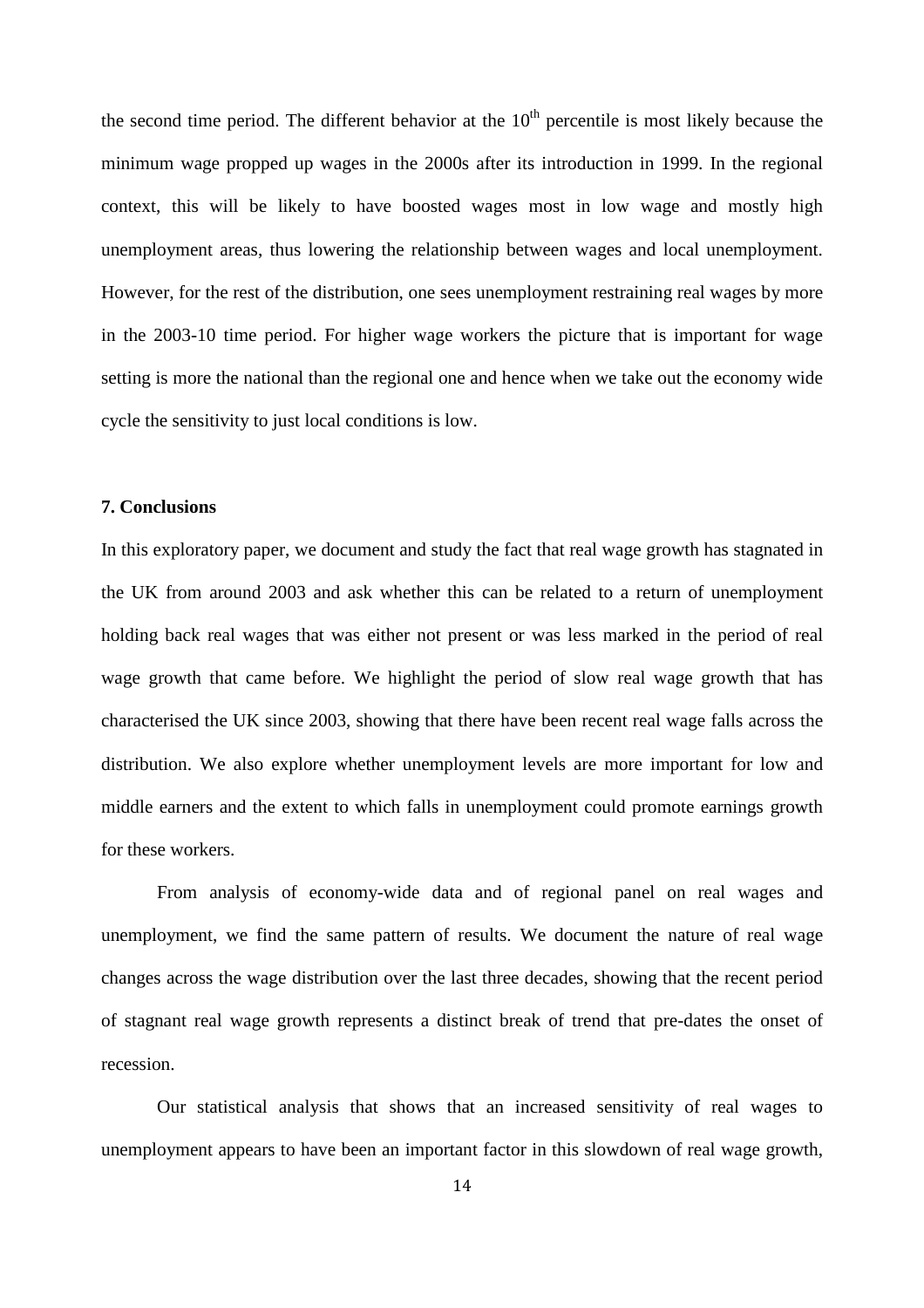the second time period. The different behavior at the $10^{th}$ percentile is most likely because the minimum wage propped up wages in the 2000s after its introduction in 1999. In the regional context, this will be likely to have boosted wages most in low wage and mostly high unemployment areas, thus lowering the relationship between wages and local unemployment. However, for the rest of the distribution, one sees unemployment restraining real wages by more in the 2003-10 time period. For higher wage workers the picture that is important for wage setting is more the national than the regional one and hence when we take out the economy wide cycle the sensitivity to just local conditions is low.

## 7. Conclusions

In this exploratory paper, we document and study the fact that real wage growth has stagnated in the UK from around 2003 and ask whether this can be related to a return of unemployment holding back real wages that was either not present or was less marked in the period of real wage growth that came before. We highlight the period of slow real wage growth that has characterised the UK since 2003, showing that there have been recent real wage falls across the distribution. We also explore whether unemployment levels are more important for low and middle earners and the extent to which falls in unemployment could promote earnings growth for these workers.

From analysis of economy-wide data and of regional panel on real wages and unemployment, we find the same pattern of results. We document the nature of real wage changes across the wage distribution over the last three decades, showing that the recent period of stagnant real wage growth represents a distinct break of trend that pre-dates the onset of recession.

Our statistical analysis that shows that an increased sensitivity of real wages to unemployment appears to have been an important factor in this slowdown of real wage growth,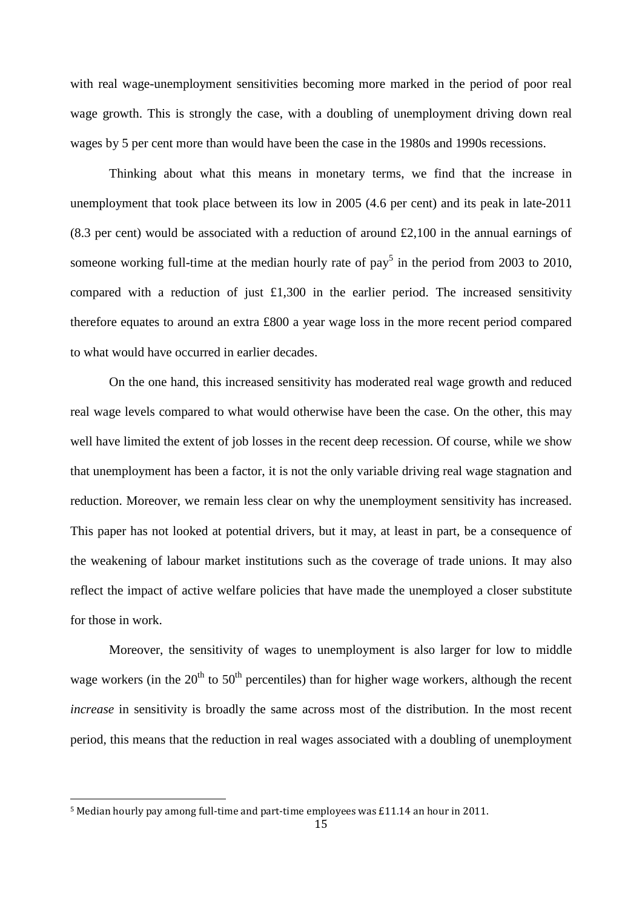with real wage-unemployment sensitivities becoming more marked in the period of poor real wage growth. This is strongly the case, with a doubling of unemployment driving down real wages by 5 per cent more than would have been the case in the 1980s and 1990s recessions.

Thinking about what this means in monetary terms, we find that the increase in unemployment that took place between its low in 2005 (4.6 per cent) and its peak in late-2011 (8.3 per cent) would be associated with a reduction of around £2,100 in the annual earnings of someone working full-time at the median hourly rate of pay[5] in the period from 2003 to 2010, compared with a reduction of just £1,300 in the earlier period. The increased sensitivity therefore equates to around an extra £800 a year wage loss in the more recent period compared to what would have occurred in earlier decades.

On the one hand, this increased sensitivity has moderated real wage growth and reduced real wage levels compared to what would otherwise have been the case. On the other, this may well have limited the extent of job losses in the recent deep recession. Of course, while we show that unemployment has been a factor, it is not the only variable driving real wage stagnation and reduction. Moreover, we remain less clear on why the unemployment sensitivity has increased. This paper has not looked at potential drivers, but it may, at least in part, be a consequence of the weakening of labour market institutions such as the coverage of trade unions. It may also reflect the impact of active welfare policies that have made the unemployed a closer substitute for those in work.

Moreover, the sensitivity of wages to unemployment is also larger for low to middle wage workers (in the 20th to 50th percentiles) than for higher wage workers, although the recent *increase* in sensitivity is broadly the same across most of the distribution. In the most recent period, this means that the reduction in real wages associated with a doubling of unemployment

[5] Median hourly pay among full-time and part-time employees was £11.14 an hour in 2011.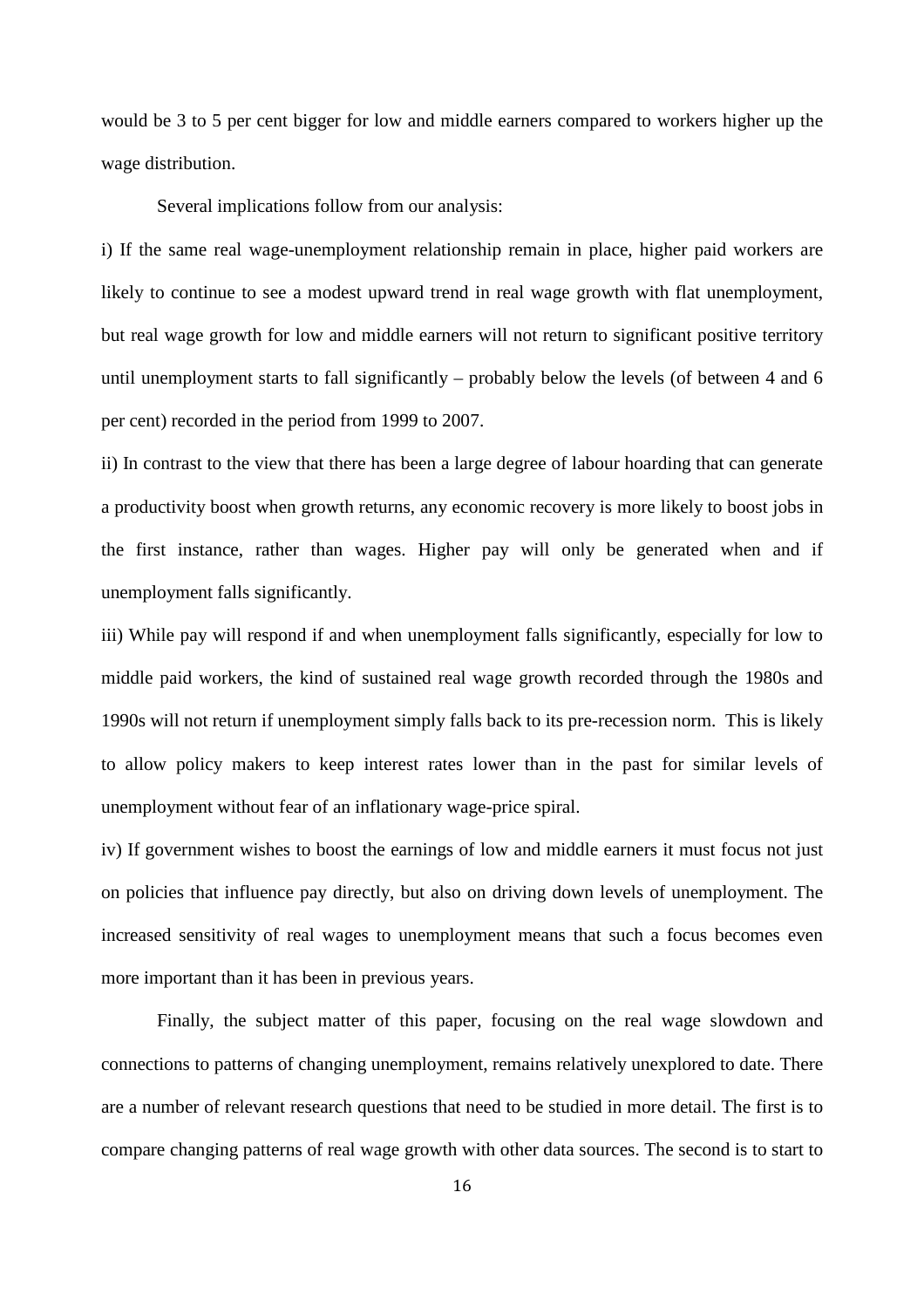would be 3 to 5 per cent bigger for low and middle earners compared to workers higher up the wage distribution.

Several implications follow from our analysis:

i) If the same real wage-unemployment relationship remain in place, higher paid workers are likely to continue to see a modest upward trend in real wage growth with flat unemployment, but real wage growth for low and middle earners will not return to significant positive territory until unemployment starts to fall significantly – probably below the levels (of between 4 and 6 per cent) recorded in the period from 1999 to 2007.

ii) In contrast to the view that there has been a large degree of labour hoarding that can generate a productivity boost when growth returns, any economic recovery is more likely to boost jobs in the first instance, rather than wages. Higher pay will only be generated when and if unemployment falls significantly.

iii) While pay will respond if and when unemployment falls significantly, especially for low to middle paid workers, the kind of sustained real wage growth recorded through the 1980s and 1990s will not return if unemployment simply falls back to its pre-recession norm. This is likely to allow policy makers to keep interest rates lower than in the past for similar levels of unemployment without fear of an inflationary wage-price spiral.

iv) If government wishes to boost the earnings of low and middle earners it must focus not just on policies that influence pay directly, but also on driving down levels of unemployment. The increased sensitivity of real wages to unemployment means that such a focus becomes even more important than it has been in previous years.

Finally, the subject matter of this paper, focusing on the real wage slowdown and connections to patterns of changing unemployment, remains relatively unexplored to date. There are a number of relevant research questions that need to be studied in more detail. The first is to compare changing patterns of real wage growth with other data sources. The second is to start to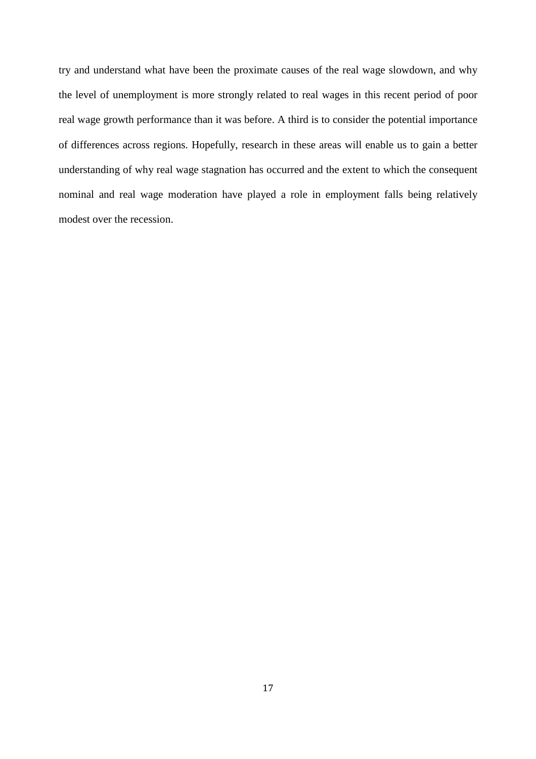try and understand what have been the proximate causes of the real wage slowdown, and why the level of unemployment is more strongly related to real wages in this recent period of poor real wage growth performance than it was before. A third is to consider the potential importance of differences across regions. Hopefully, research in these areas will enable us to gain a better understanding of why real wage stagnation has occurred and the extent to which the consequent nominal and real wage moderation have played a role in employment falls being relatively modest over the recession.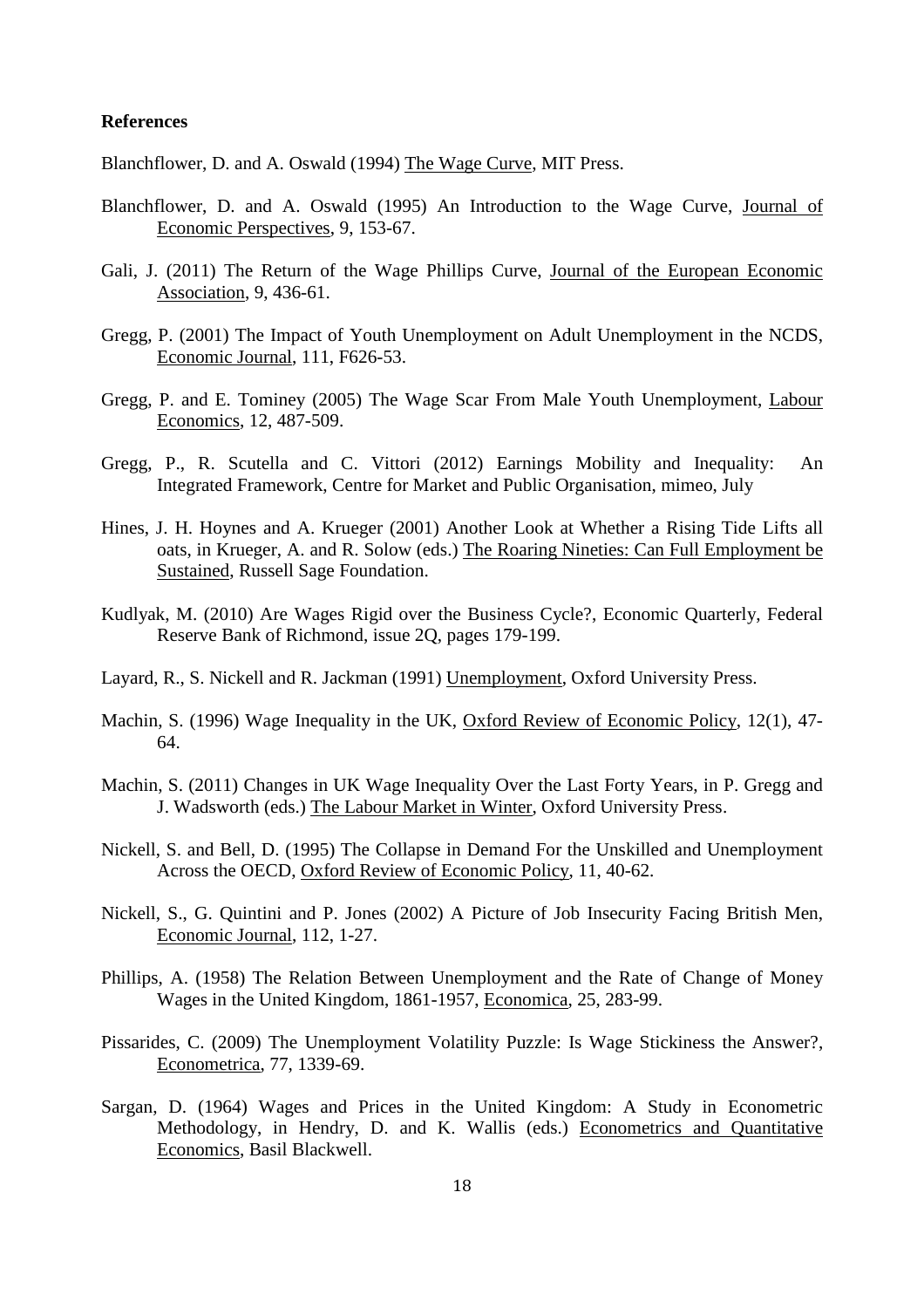**References**

Blanchflower, D. and A. Oswald (1994) The Wage Curve, MIT Press.

Blanchflower, D. and A. Oswald (1995) An Introduction to the Wage Curve, Journal of Economic Perspectives, 9, 153-67.

Gali, J. (2011) The Return of the Wage Phillips Curve, Journal of the European Economic Association, 9, 436-61.

Gregg, P. (2001) The Impact of Youth Unemployment on Adult Unemployment in the NCDS, Economic Journal, 111, F626-53.

Gregg, P. and E. Tominey (2005) The Wage Scar From Male Youth Unemployment, Labour Economics, 12, 487-509.

Gregg, P., R. Scutella and C. Vittori (2012) Earnings Mobility and Inequality: An Integrated Framework, Centre for Market and Public Organisation, mimeo, July

Hines, J. H. Hoynes and A. Krueger (2001) Another Look at Whether a Rising Tide Lifts all oats, in Krueger, A. and R. Solow (eds.) The Roaring Nineties: Can Full Employment be Sustained, Russell Sage Foundation.

Kudlyak, M. (2010) Are Wages Rigid over the Business Cycle?, Economic Quarterly, Federal Reserve Bank of Richmond, issue 2Q, pages 179-199.

Layard, R., S. Nickell and R. Jackman (1991) Unemployment, Oxford University Press.

Machin, S. (1996) Wage Inequality in the UK, Oxford Review of Economic Policy, 12(1), 47-64.

Machin, S. (2011) Changes in UK Wage Inequality Over the Last Forty Years, in P. Gregg and J. Wadsworth (eds.) The Labour Market in Winter, Oxford University Press.

Nickell, S. and Bell, D. (1995) The Collapse in Demand For the Unskilled and Unemployment Across the OECD, Oxford Review of Economic Policy, 11, 40-62.

Nickell, S., G. Quintini and P. Jones (2002) A Picture of Job Insecurity Facing British Men, Economic Journal, 112, 1-27.

Phillips, A. (1958) The Relation Between Unemployment and the Rate of Change of Money Wages in the United Kingdom, 1861-1957, Economica, 25, 283-99.

Pissarides, C. (2009) The Unemployment Volatility Puzzle: Is Wage Stickiness the Answer?, Econometrica, 77, 1339-69.

Sargan, D. (1964) Wages and Prices in the United Kingdom: A Study in Econometric Methodology, in Hendry, D. and K. Wallis (eds.) Econometrics and Quantitative Economics, Basil Blackwell.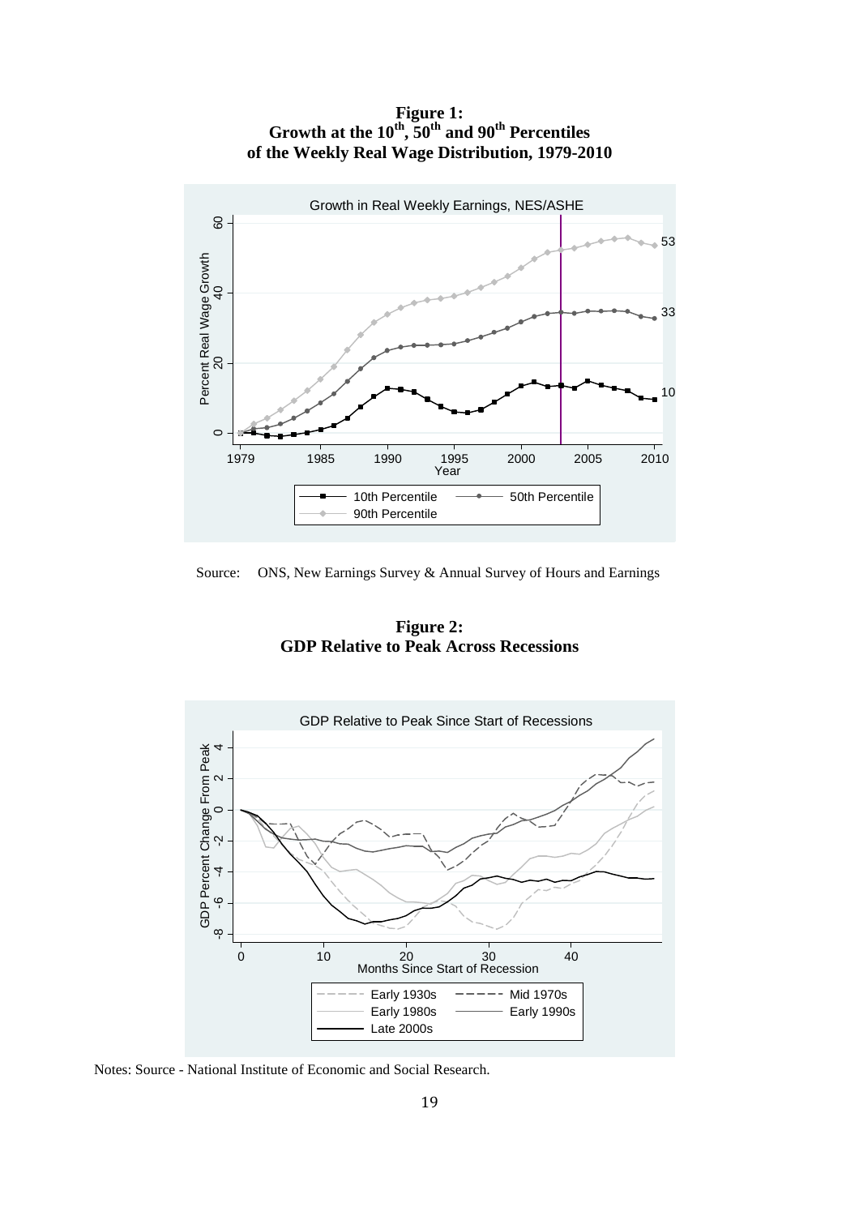**Figure 1:**
**Growth at the 10th, 50th and 90th Percentiles of the Weekly Real Wage Distribution, 1979-2010**

Source: ONS, New Earnings Survey & Annual Survey of Hours and Earnings

**Figure 2:**
**GDP Relative to Peak Across Recessions**

Notes: Source - National Institute of Economic and Social Research.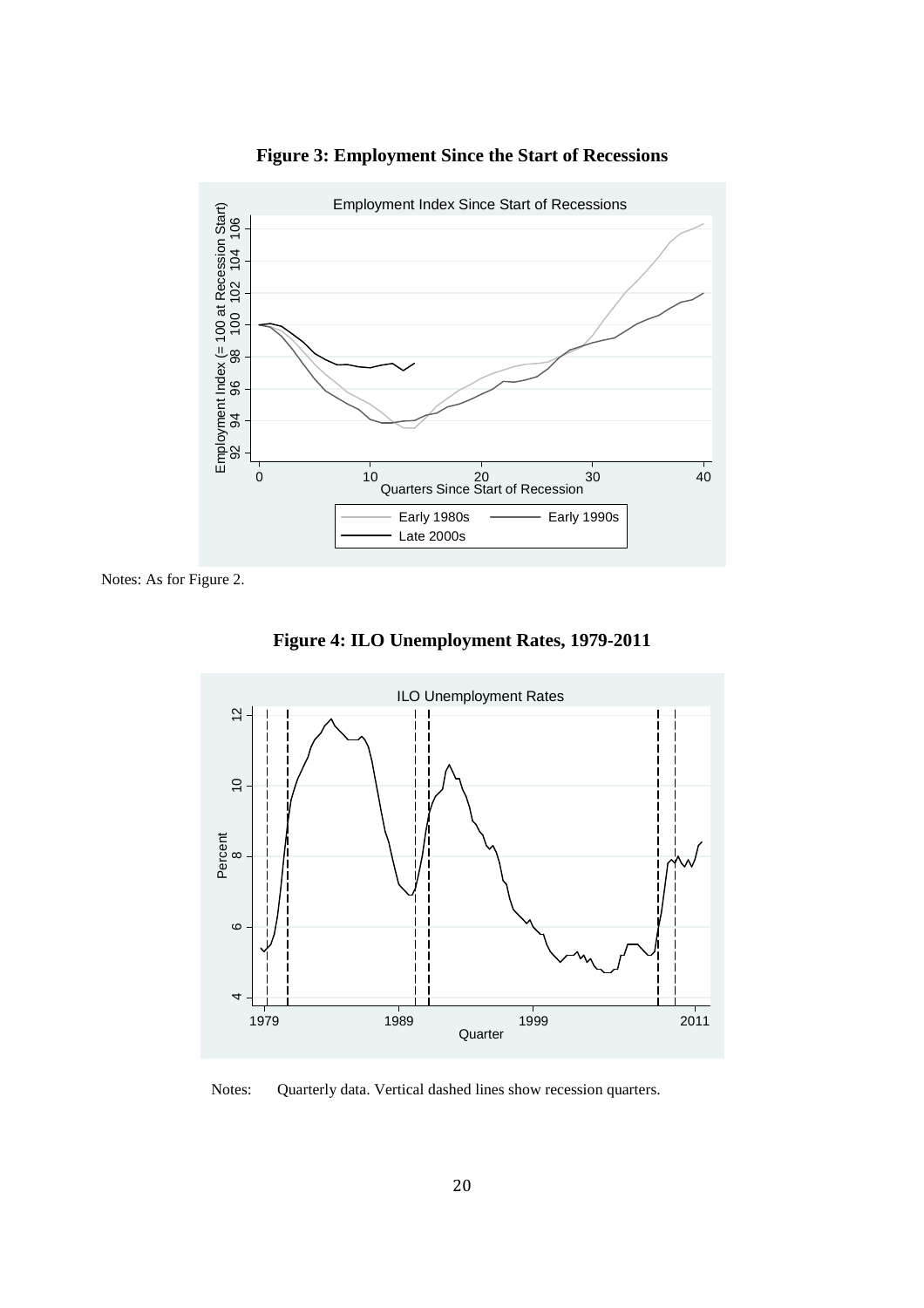**Figure 3: Employment Since the Start of Recessions**

Notes: As for Figure 2.

**Figure 4: ILO Unemployment Rates, 1979-2011**

Notes: Quarterly data. Vertical dashed lines show recession quarters.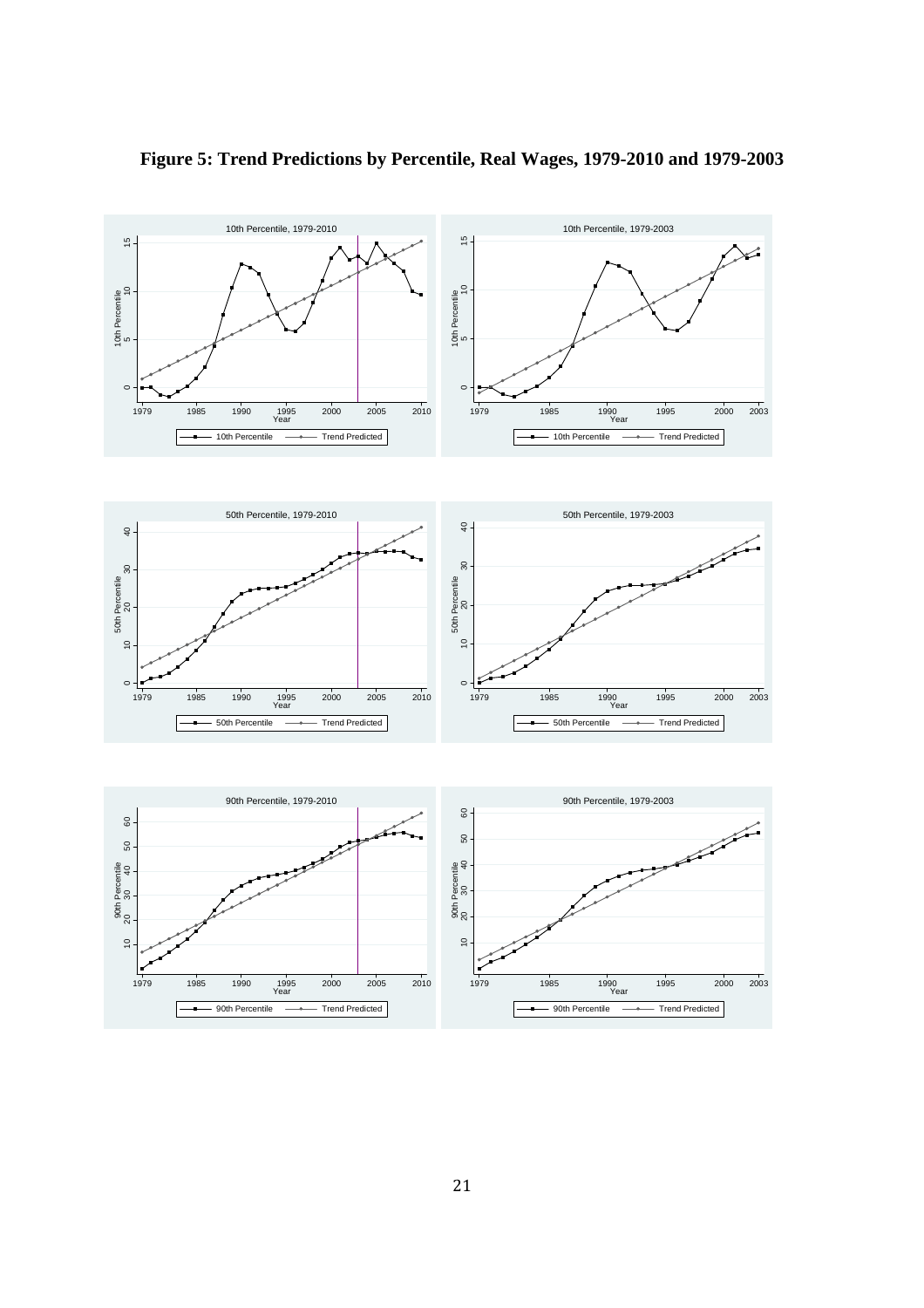**Figure 5: Trend Predictions by Percentile, Real Wages, 1979-2010 and 1979-2003**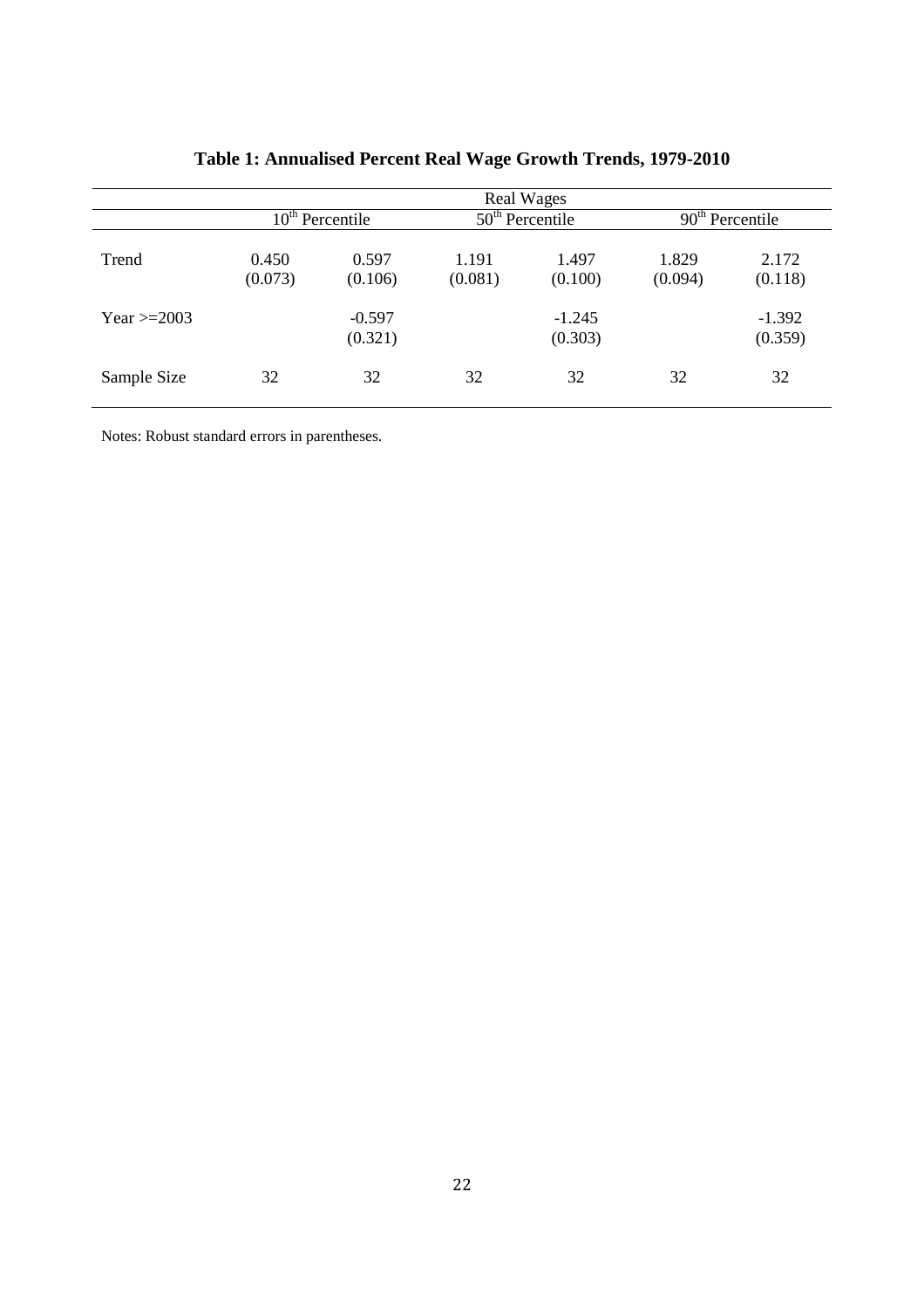**Table 1: Annualised Percent Real Wage Growth Trends, 1979-2010**

| | Real Wages | | | | | |
|---|---|---|---|---|---|---|
| | 10th Percentile | | 50th Percentile | | 90th Percentile | |
| Trend | 0.450<br>(0.073) | 0.597<br>(0.106) | 1.191<br>(0.081) | 1.497<br>(0.100) | 1.829<br>(0.094) | 2.172<br>(0.118) |
| Year >=2003 | | -0.597<br>(0.321) | | -1.245<br>(0.303) | | -1.392<br>(0.359) |
| Sample Size | 32 | 32 | 32 | 32 | 32 | 32 |

Notes: Robust standard errors in parentheses.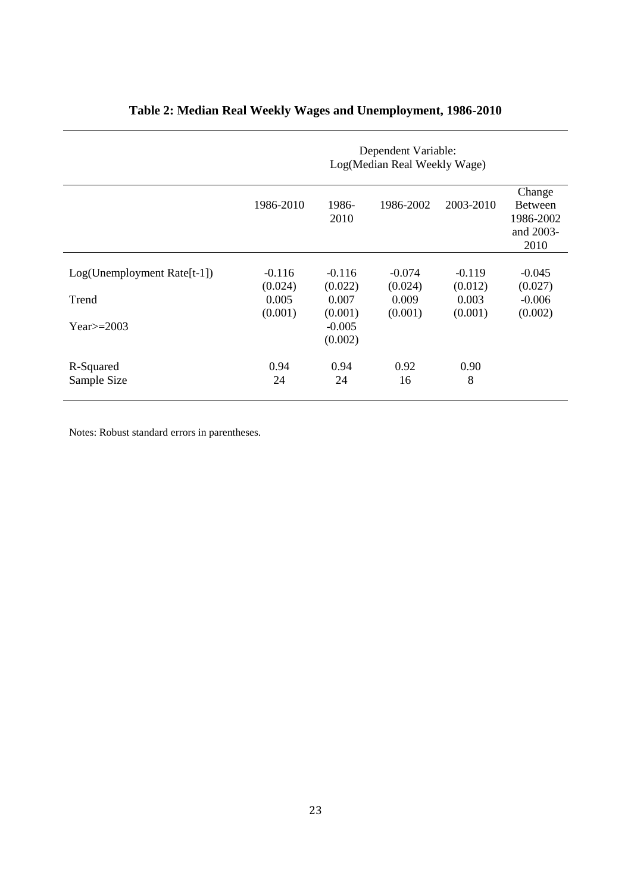## Table 2: Median Real Weekly Wages and Unemployment, 1986-2010

| | Dependent Variable: Log(Median Real Weekly Wage) | | | | |
|---|---|---|---|---|---|
| | 1986-2010 | 1986-2010 | 1986-2002 | 2003-2010 | Change Between 1986-2002 and 2003-2010 |
| Log(Unemployment Rate[t-1]) | -0.116 | -0.116 | -0.074 | -0.119 | -0.045 |
| | (0.024) | (0.022) | (0.024) | (0.012) | (0.027) |
| Trend | 0.005 | 0.007 | 0.009 | 0.003 | -0.006 |
| | (0.001) | (0.001) | (0.001) | (0.001) | (0.002) |
| Year>=2003 | | -0.005 | | | |
| | | (0.002) | | | |
| R-Squared | 0.94 | 0.94 | 0.92 | 0.90 | |
| Sample Size | 24 | 24 | 16 | 8 | |

Notes: Robust standard errors in parentheses.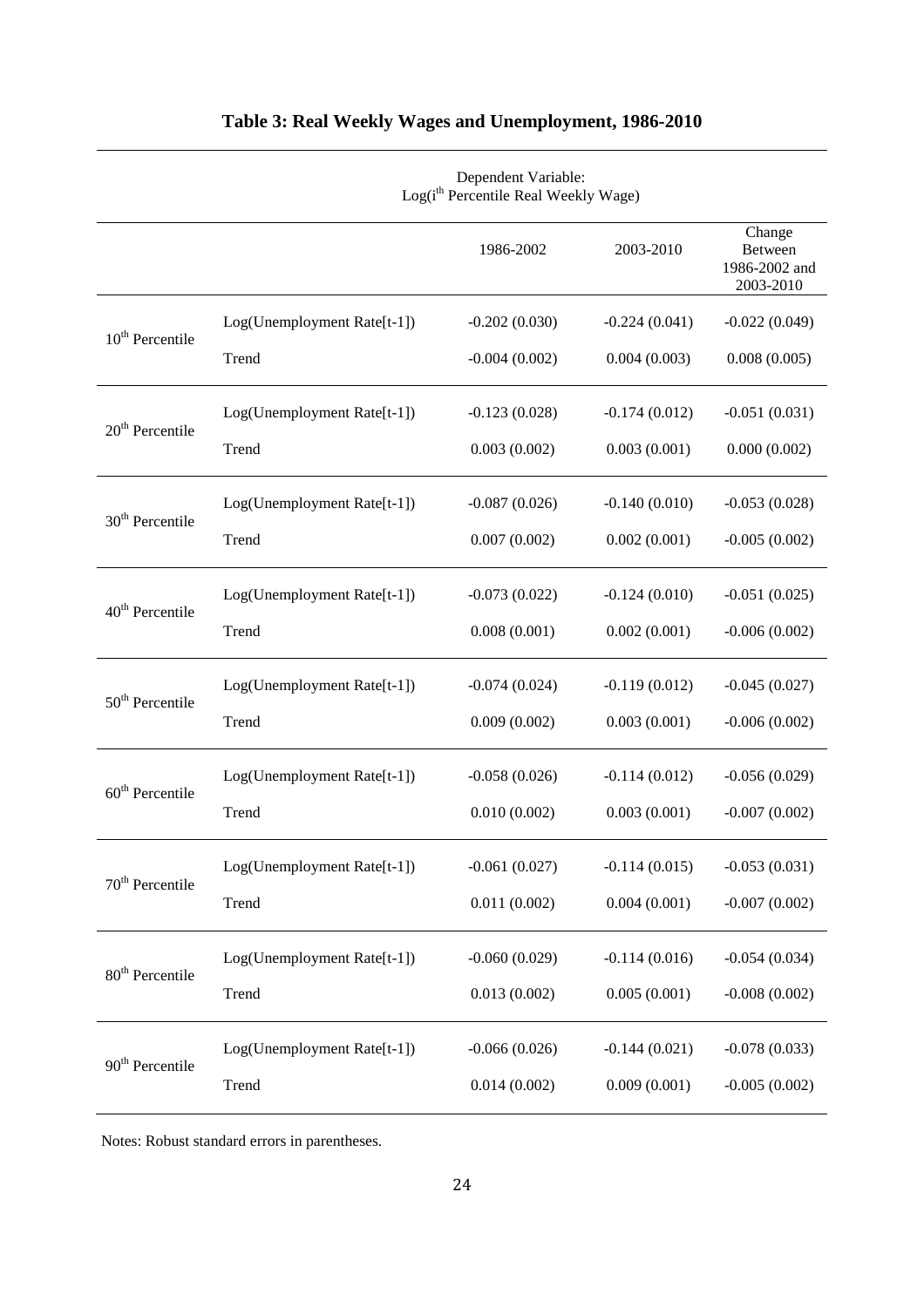## Table 3: Real Weekly Wages and Unemployment, 1986-2010

| | | Dependent Variable: Log(i$^{th}$ Percentile Real Weekly Wage) | | |
|---|---|---|---|---|
| | | 1986-2002 | 2003-2010 | Change Between 1986-2002 and 2003-2010 |
| 10$^{th}$ Percentile | Log(Unemployment Rate[t-1]) | -0.202 (0.030) | -0.224 (0.041) | -0.022 (0.049) |
| | Trend | -0.004 (0.002) | 0.004 (0.003) | 0.008 (0.005) |
| 20$^{th}$ Percentile | Log(Unemployment Rate[t-1]) | -0.123 (0.028) | -0.174 (0.012) | -0.051 (0.031) |
| | Trend | 0.003 (0.002) | 0.003 (0.001) | 0.000 (0.002) |
| 30$^{th}$ Percentile | Log(Unemployment Rate[t-1]) | -0.087 (0.026) | -0.140 (0.010) | -0.053 (0.028) |
| | Trend | 0.007 (0.002) | 0.002 (0.001) | -0.005 (0.002) |
| 40$^{th}$ Percentile | Log(Unemployment Rate[t-1]) | -0.073 (0.022) | -0.124 (0.010) | -0.051 (0.025) |
| | Trend | 0.008 (0.001) | 0.002 (0.001) | -0.006 (0.002) |
| 50$^{th}$ Percentile | Log(Unemployment Rate[t-1]) | -0.074 (0.024) | -0.119 (0.012) | -0.045 (0.027) |
| | Trend | 0.009 (0.002) | 0.003 (0.001) | -0.006 (0.002) |
| 60$^{th}$ Percentile | Log(Unemployment Rate[t-1]) | -0.058 (0.026) | -0.114 (0.012) | -0.056 (0.029) |
| | Trend | 0.010 (0.002) | 0.003 (0.001) | -0.007 (0.002) |
| 70$^{th}$ Percentile | Log(Unemployment Rate[t-1]) | -0.061 (0.027) | -0.114 (0.015) | -0.053 (0.031) |
| | Trend | 0.011 (0.002) | 0.004 (0.001) | -0.007 (0.002) |
| 80$^{th}$ Percentile | Log(Unemployment Rate[t-1]) | -0.060 (0.029) | -0.114 (0.016) | -0.054 (0.034) |
| | Trend | 0.013 (0.002) | 0.005 (0.001) | -0.008 (0.002) |
| 90$^{th}$ Percentile | Log(Unemployment Rate[t-1]) | -0.066 (0.026) | -0.144 (0.021) | -0.078 (0.033) |
| | Trend | 0.014 (0.002) | 0.009 (0.001) | -0.005 (0.002) |

Notes: Robust standard errors in parentheses.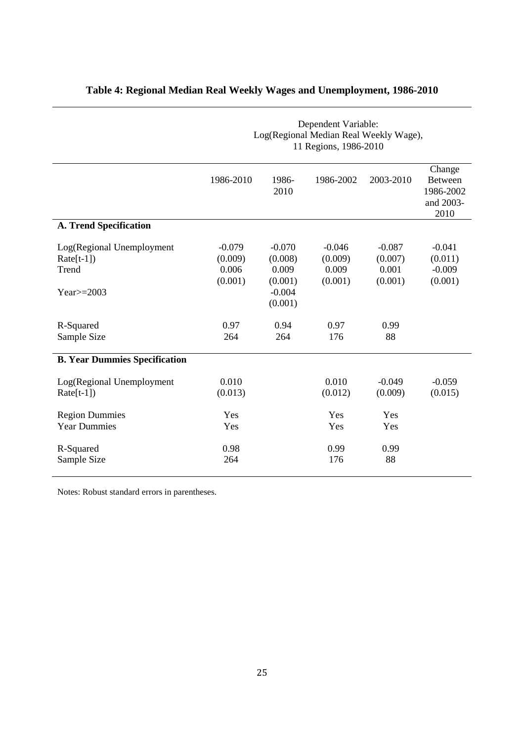# Table 4: Regional Median Real Weekly Wages and Unemployment, 1986-2010

| | Dependent Variable: Log(Regional Median Real Weekly Wage), 11 Regions, 1986-2010 | | | | |
|---|---|---|---|---|---|
| | 1986-2010 | 1986-2010 | 1986-2002 | 2003-2010 | Change Between 1986-2002 and 2003-2010 |
| **A. Trend Specification** | | | | | |
| Log(Regional Unemployment Rate[t-1]) | -0.079 | -0.070 | -0.046 | -0.087 | -0.041 |
| | (0.009) | (0.008) | (0.009) | (0.007) | (0.011) |
| Trend | 0.006 | 0.009 | 0.009 | 0.001 | -0.009 |
| | (0.001) | (0.001) | (0.001) | (0.001) | (0.001) |
| Year>=2003 | | -0.004 | | | |
| | | (0.001) | | | |
| R-Squared | 0.97 | 0.94 | 0.97 | 0.99 | |
| Sample Size | 264 | 264 | 176 | 88 | |
| **B. Year Dummies Specification** | | | | | |
| Log(Regional Unemployment Rate[t-1]) | 0.010 | | 0.010 | -0.049 | -0.059 |
| | (0.013) | | (0.012) | (0.009) | (0.015) |
| Region Dummies | Yes | | Yes | Yes | |
| Year Dummies | Yes | | Yes | Yes | |
| R-Squared | 0.98 | | 0.99 | 0.99 | |
| Sample Size | 264 | | 176 | 88 | |

Notes: Robust standard errors in parentheses.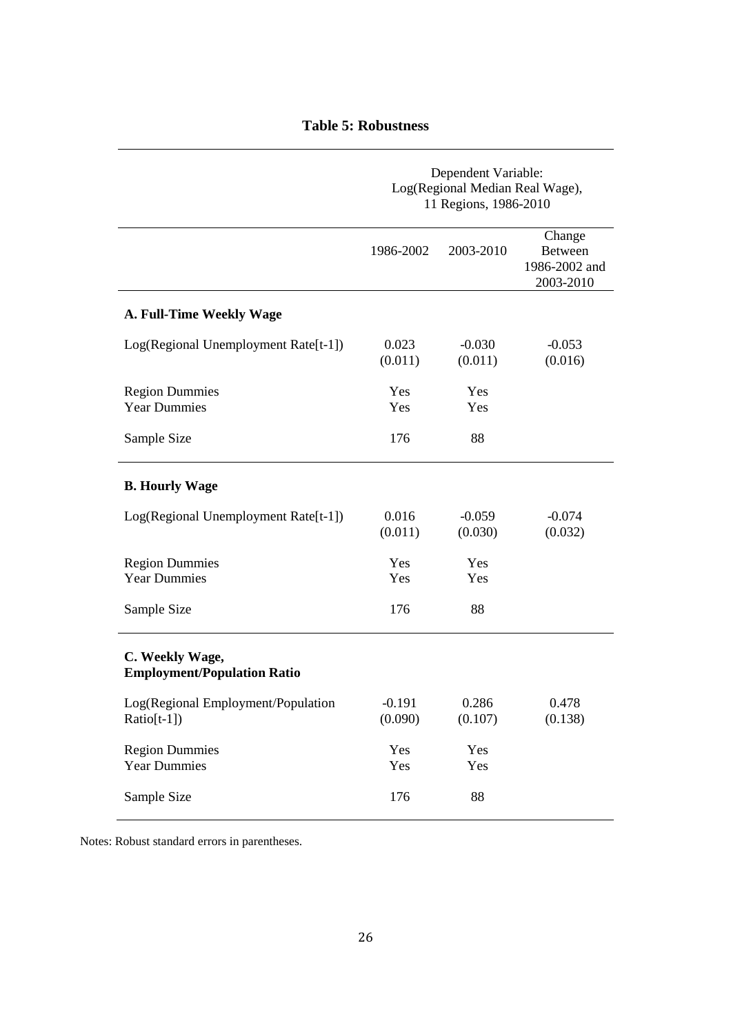**Table 5: Robustness**

| | Dependent Variable: Log(Regional Median Real Wage), 11 Regions, 1986-2010 | | |
|---|---|---|---|
| | 1986-2002 | 2003-2010 | Change Between 1986-2002 and 2003-2010 |
| **A. Full-Time Weekly Wage** | | | |
| Log(Regional Unemployment Rate[t-1]) | 0.023 | -0.030 | -0.053 |
| | (0.011) | (0.011) | (0.016) |
| Region Dummies | Yes | Yes | |
| Year Dummies | Yes | Yes | |
| Sample Size | 176 | 88 | |
| **B. Hourly Wage** | | | |
| Log(Regional Unemployment Rate[t-1]) | 0.016 | -0.059 | -0.074 |
| | (0.011) | (0.030) | (0.032) |
| Region Dummies | Yes | Yes | |
| Year Dummies | Yes | Yes | |
| Sample Size | 176 | 88 | |
| **C. Weekly Wage, Employment/Population Ratio** | | | |
| Log(Regional Employment/Population Ratio[t-1]) | -0.191 | 0.286 | 0.478 |
| | (0.090) | (0.107) | (0.138) |
| Region Dummies | Yes | Yes | |
| Year Dummies | Yes | Yes | |
| Sample Size | 176 | 88 | |

Notes: Robust standard errors in parentheses.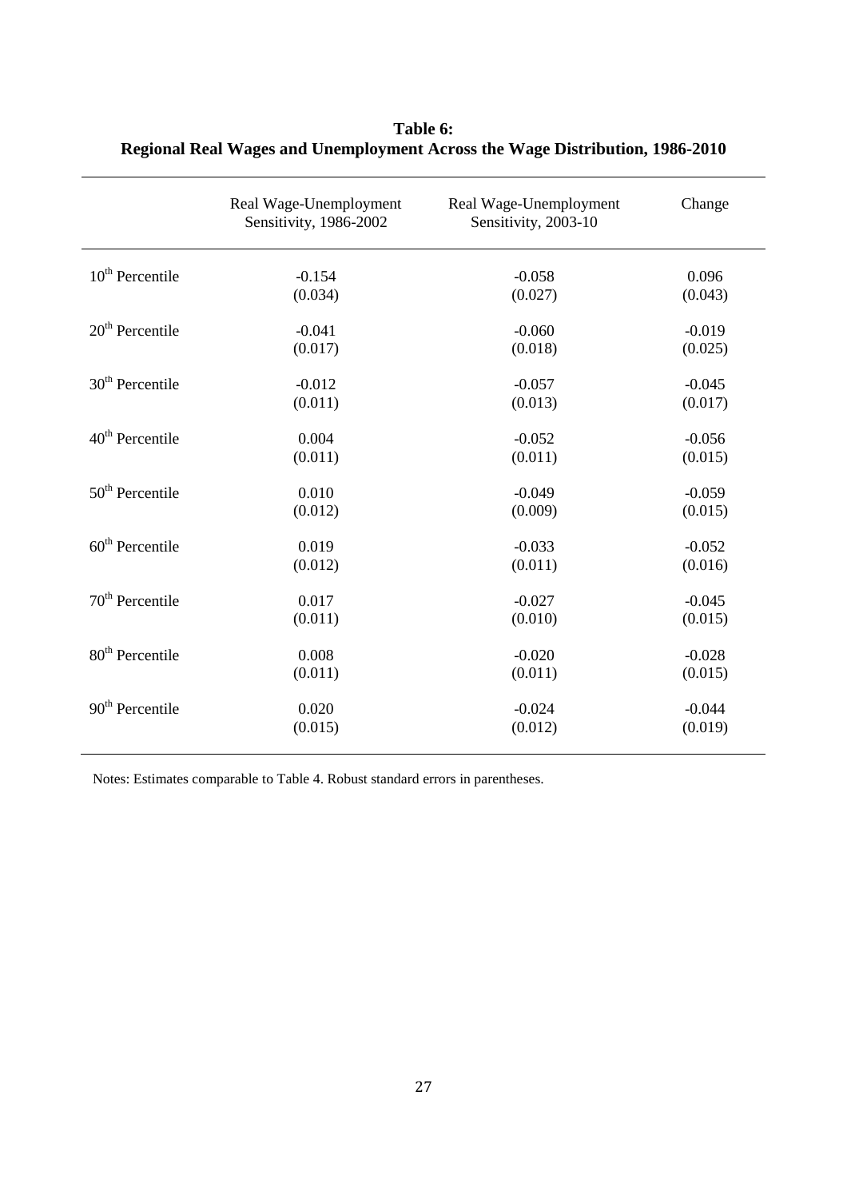**Table 6:**
**Regional Real Wages and Unemployment Across the Wage Distribution, 1986-2010**

| | Real Wage-Unemployment Sensitivity, 1986-2002 | Real Wage-Unemployment Sensitivity, 2003-10 | Change |
|---|---|---|---|
| $10^{th}$ Percentile | -0.154 | -0.058 | 0.096 |
| | (0.034) | (0.027) | (0.043) |
| $20^{th}$ Percentile | -0.041 | -0.060 | -0.019 |
| | (0.017) | (0.018) | (0.025) |
| $30^{th}$ Percentile | -0.012 | -0.057 | -0.045 |
| | (0.011) | (0.013) | (0.017) |
| $40^{th}$ Percentile | 0.004 | -0.052 | -0.056 |
| | (0.011) | (0.011) | (0.015) |
| $50^{th}$ Percentile | 0.010 | -0.049 | -0.059 |
| | (0.012) | (0.009) | (0.015) |
| $60^{th}$ Percentile | 0.019 | -0.033 | -0.052 |
| | (0.012) | (0.011) | (0.016) |
| $70^{th}$ Percentile | 0.017 | -0.027 | -0.045 |
| | (0.011) | (0.010) | (0.015) |
| $80^{th}$ Percentile | 0.008 | -0.020 | -0.028 |
| | (0.011) | (0.011) | (0.015) |
| $90^{th}$ Percentile | 0.020 | -0.024 | -0.044 |
| | (0.015) | (0.012) | (0.019) |

Notes: Estimates comparable to Table 4. Robust standard errors in parentheses.